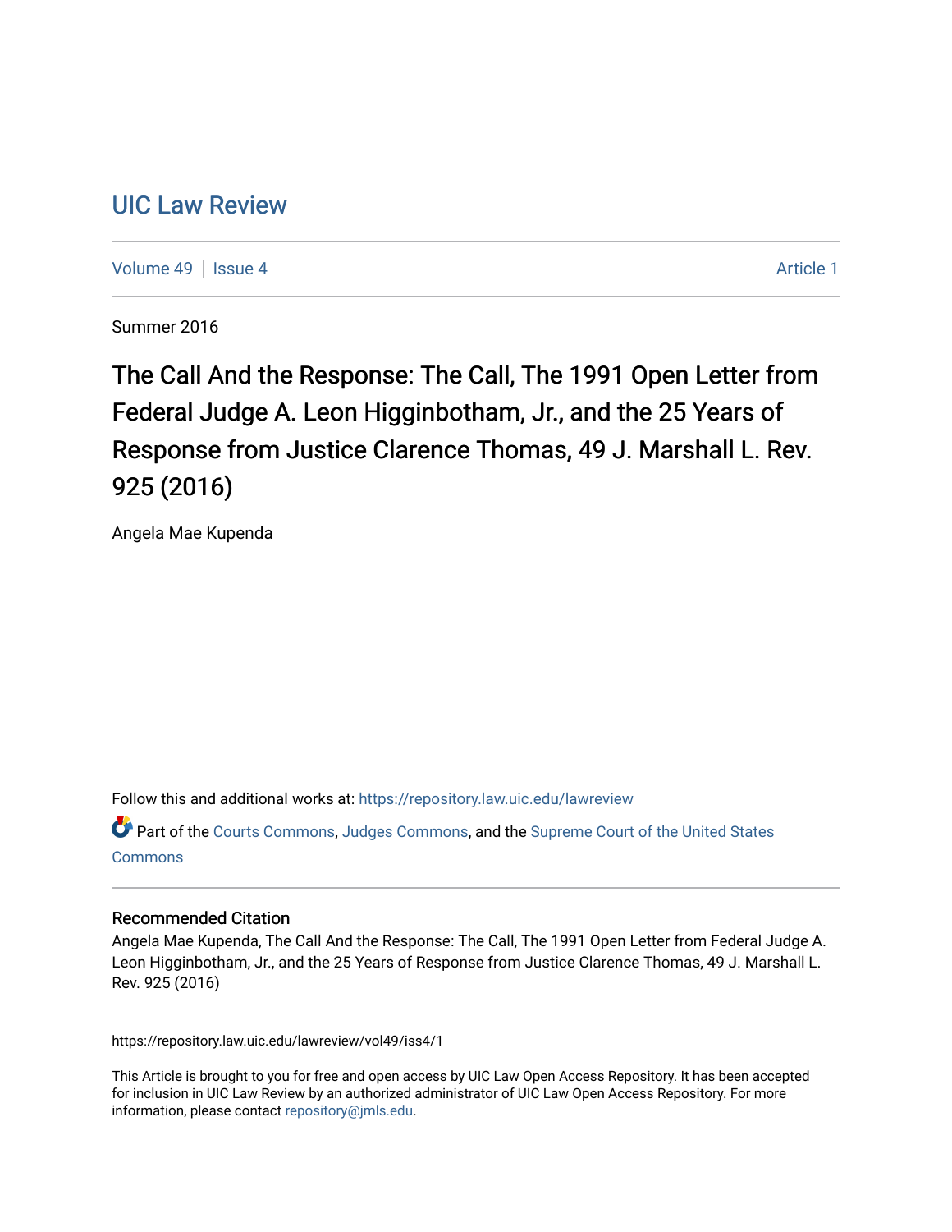# UIC Law Review

Volume 49 | Issue 4 | Article 1

Summer 2016

## The Call And the Response: The Call, The 1991 Open Letter from Federal Judge A. Leon Higginbotham, Jr., and the 25 Years of Response from Justice Clarence Thomas, 49 J. Marshall L. Rev. 925 (2016)

Angela Mae Kupenda

Follow this and additional works at: https://repository.law.uic.edu/lawreview

Part of the Courts Commons, Judges Commons, and the Supreme Court of the United States Commons

### Recommended Citation

Angela Mae Kupenda, The Call And the Response: The Call, The 1991 Open Letter from Federal Judge A. Leon Higginbotham, Jr., and the 25 Years of Response from Justice Clarence Thomas, 49 J. Marshall L. Rev. 925 (2016)

https://repository.law.uic.edu/lawreview/vol49/iss4/1

This Article is brought to you for free and open access by UIC Law Open Access Repository. It has been accepted for inclusion in UIC Law Review by an authorized administrator of UIC Law Open Access Repository. For more information, please contact repository@jmls.edu.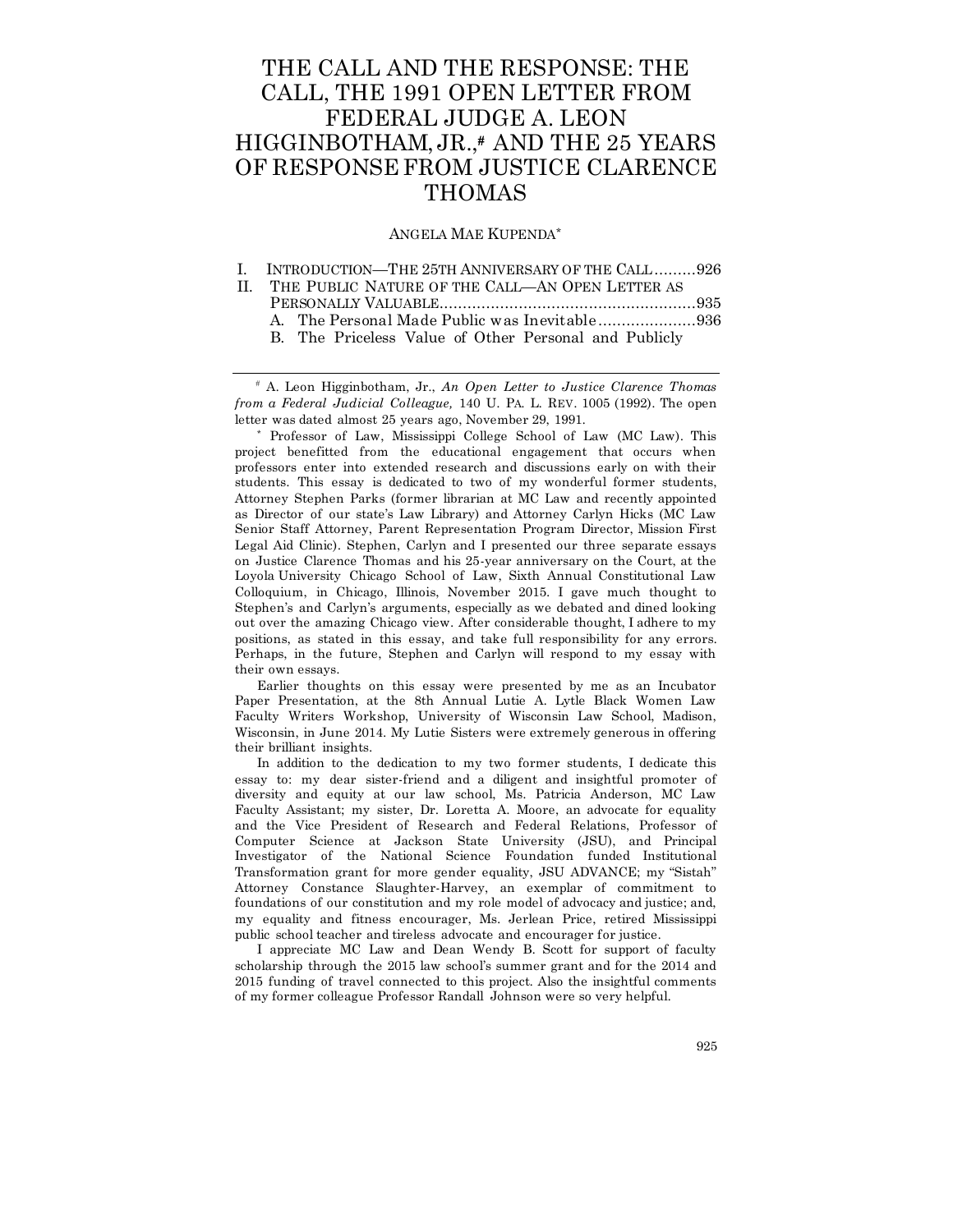# THE CALL AND THE RESPONSE: THE CALL, THE 1991 OPEN LETTER FROM FEDERAL JUDGE A. LEON HIGGINBOTHAM, JR.,[#] AND THE 25 YEARS OF RESPONSE FROM JUSTICE CLARENCE THOMAS

ANGELA MAE KUPENDA[*]

I. INTRODUCTION—THE 25TH ANNIVERSARY OF THE CALL .........926
II. THE PUBLIC NATURE OF THE CALL—AN OPEN LETTER AS PERSONALLY VALUABLE.......................................................935
  A. The Personal Made Public was Inevitable.....................936
  B. The Priceless Value of Other Personal and Publicly

---

[#] A. Leon Higginbotham, Jr., *An Open Letter to Justice Clarence Thomas from a Federal Judicial Colleague,* 140 U. PA. L. REV. 1005 (1992). The open letter was dated almost 25 years ago, November 29, 1991.

[*] Professor of Law, Mississippi College School of Law (MC Law). This project benefitted from the educational engagement that occurs when professors enter into extended research and discussions early on with their students. This essay is dedicated to two of my wonderful former students, Attorney Stephen Parks (former librarian at MC Law and recently appointed as Director of our state's Law Library) and Attorney Carlyn Hicks (MC Law Senior Staff Attorney, Parent Representation Program Director, Mission First Legal Aid Clinic). Stephen, Carlyn and I presented our three separate essays on Justice Clarence Thomas and his 25-year anniversary on the Court, at the Loyola University Chicago School of Law, Sixth Annual Constitutional Law Colloquium, in Chicago, Illinois, November 2015. I gave much thought to Stephen's and Carlyn's arguments, especially as we debated and dined looking out over the amazing Chicago view. After considerable thought, I adhere to my positions, as stated in this essay, and take full responsibility for any errors. Perhaps, in the future, Stephen and Carlyn will respond to my essay with their own essays.

Earlier thoughts on this essay were presented by me as an Incubator Paper Presentation, at the 8th Annual Lutie A. Lytle Black Women Law Faculty Writers Workshop, University of Wisconsin Law School, Madison, Wisconsin, in June 2014. My Lutie Sisters were extremely generous in offering their brilliant insights.

In addition to the dedication to my two former students, I dedicate this essay to: my dear sister-friend and a diligent and insightful promoter of diversity and equity at our law school, Ms. Patricia Anderson, MC Law Faculty Assistant; my sister, Dr. Loretta A. Moore, an advocate for equality and the Vice President of Research and Federal Relations, Professor of Computer Science at Jackson State University (JSU), and Principal Investigator of the National Science Foundation funded Institutional Transformation grant for more gender equality, JSU ADVANCE; my "Sistah" Attorney Constance Slaughter-Harvey, an exemplar of commitment to foundations of our constitution and my role model of advocacy and justice; and, my equality and fitness encourager, Ms. Jerlean Price, retired Mississippi public school teacher and tireless advocate and encourager for justice.

I appreciate MC Law and Dean Wendy B. Scott for support of faculty scholarship through the 2015 law school's summer grant and for the 2014 and 2015 funding of travel connected to this project. Also the insightful comments of my former colleague Professor Randall Johnson were so very helpful.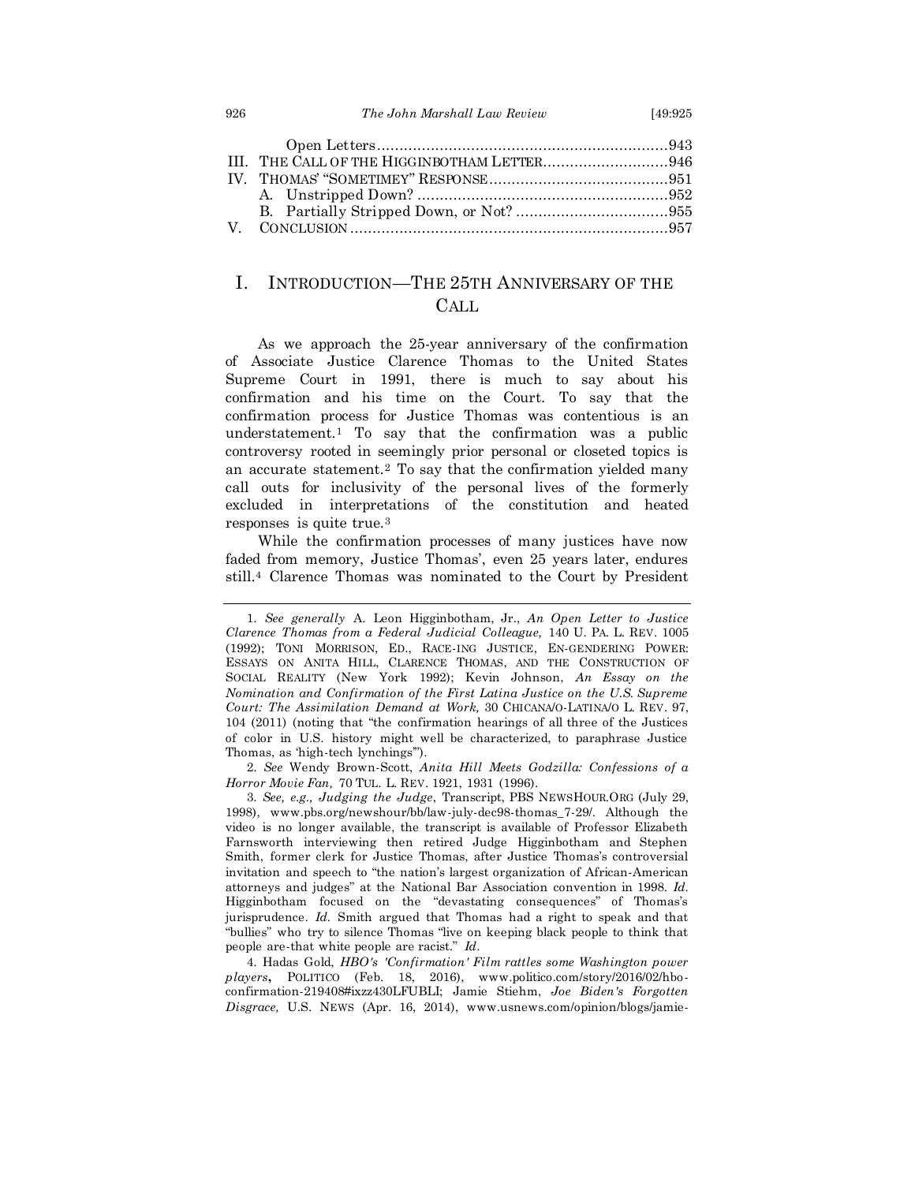Open Letters ....................................................................943
III. THE CALL OF THE HIGGINBOTHAM LETTER ..............................946
IV. THOMAS' "SOMETIMEY" RESPONSE ..........................................951
A. Unstripped Down? ........................................................952
B. Partially Stripped Down, or Not? ..................................955
V. CONCLUSION .....................................................................957

# I. INTRODUCTION—THE 25TH ANNIVERSARY OF THE CALL

As we approach the 25-year anniversary of the confirmation of Associate Justice Clarence Thomas to the United States Supreme Court in 1991, there is much to say about his confirmation and his time on the Court. To say that the confirmation process for Justice Thomas was contentious is an understatement.[1] To say that the confirmation was a public controversy rooted in seemingly prior personal or closeted topics is an accurate statement.[2] To say that the confirmation yielded many call outs for inclusivity of the personal lives of the formerly excluded in interpretations of the constitution and heated responses is quite true.[3]

While the confirmation processes of many justices have now faded from memory, Justice Thomas', even 25 years later, endures still.[4] Clarence Thomas was nominated to the Court by President

---

1. *See generally* A. Leon Higginbotham, Jr., *An Open Letter to Justice Clarence Thomas from a Federal Judicial Colleague,* 140 U. PA. L. REV. 1005 (1992); TONI MORRISON, ED., RACE-ING JUSTICE, EN-GENDERING POWER: ESSAYS ON ANITA HILL, CLARENCE THOMAS, AND THE CONSTRUCTION OF SOCIAL REALITY (New York 1992); Kevin Johnson, *An Essay on the Nomination and Confirmation of the First Latina Justice on the U.S. Supreme Court: The Assimilation Demand at Work,* 30 CHICANA/O-LATINA/O L. REV. 97, 104 (2011) (noting that "the confirmation hearings of all three of the Justices of color in U.S. history might well be characterized, to paraphrase Justice Thomas, as 'high-tech lynchings'").

2. *See* Wendy Brown-Scott, *Anita Hill Meets Godzilla: Confessions of a Horror Movie Fan,* 70 TUL. L. REV. 1921, 1931 (1996).

3. *See, e.g., Judging the Judge*, Transcript, PBS NEWSHOUR.ORG (July 29, 1998), www.pbs.org/newshour/bb/law-july-dec98-thomas_7-29/. Although the video is no longer available, the transcript is available of Professor Elizabeth Farnsworth interviewing then retired Judge Higginbotham and Stephen Smith, former clerk for Justice Thomas, after Justice Thomas's controversial invitation and speech to "the nation's largest organization of African-American attorneys and judges" at the National Bar Association convention in 1998. *Id.* Higginbotham focused on the "devastating consequences" of Thomas's jurisprudence. *Id.* Smith argued that Thomas had a right to speak and that "bullies" who try to silence Thomas "live on keeping black people to think that people are-that white people are racist." *Id.*

4. Hadas Gold, *HBO's 'Confirmation' Film rattles some Washington power players***,** POLITICO (Feb. 18, 2016), www.politico.com/story/2016/02/hbo-confirmation-219408#ixzz430LFUBLI; Jamie Stiehm, *Joe Biden's Forgotten Disgrace,* U.S. NEWS (Apr. 16, 2014), www.usnews.com/opinion/blogs/jamie-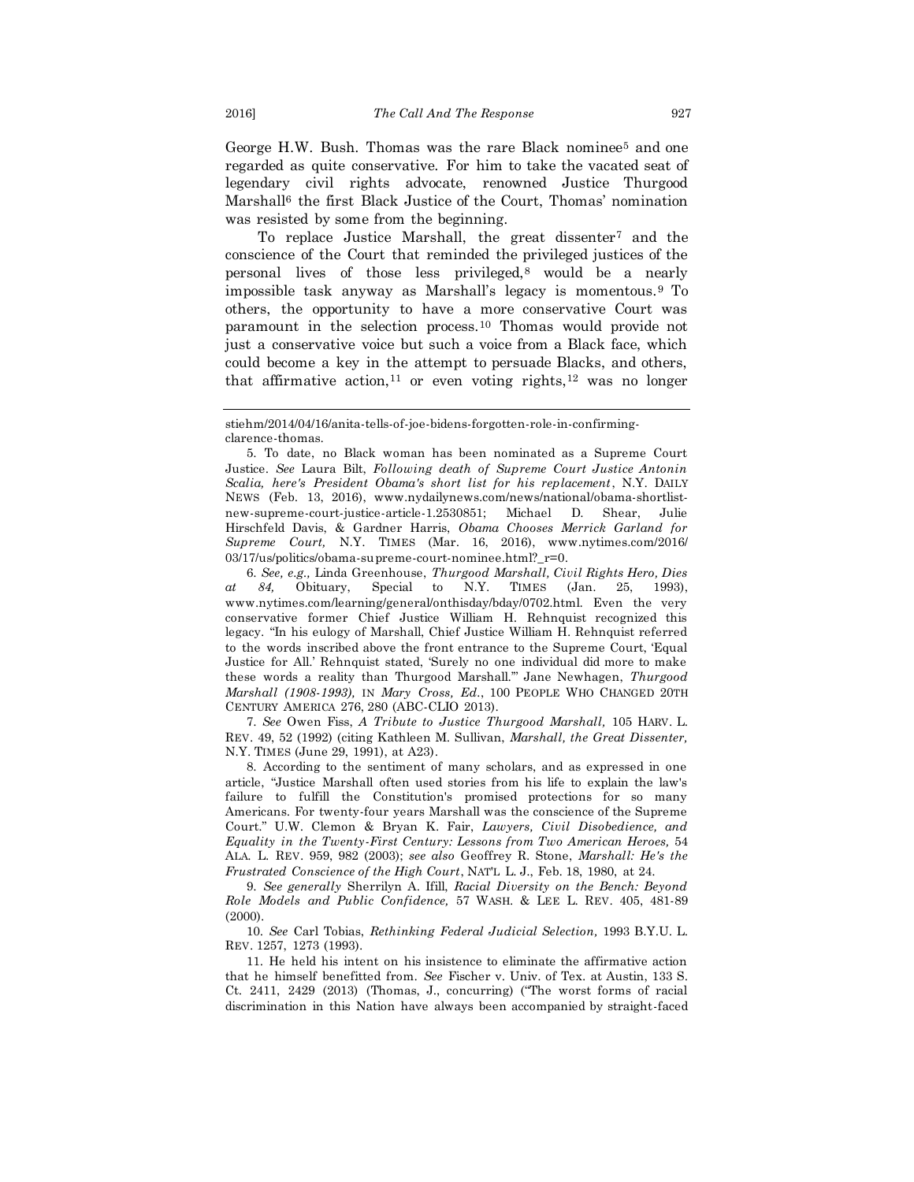George H.W. Bush. Thomas was the rare Black nominee[5] and one regarded as quite conservative. For him to take the vacated seat of legendary civil rights advocate, renowned Justice Thurgood Marshall[6] the first Black Justice of the Court, Thomas' nomination was resisted by some from the beginning.

To replace Justice Marshall, the great dissenter[7] and the conscience of the Court that reminded the privileged justices of the personal lives of those less privileged,[8] would be a nearly impossible task anyway as Marshall's legacy is momentous.[9] To others, the opportunity to have a more conservative Court was paramount in the selection process.[10] Thomas would provide not just a conservative voice but such a voice from a Black face, which could become a key in the attempt to persuade Blacks, and others, that affirmative action,[11] or even voting rights,[12] was no longer

---

stiehm/2014/04/16/anita-tells-of-joe-bidens-forgotten-role-in-confirming-clarence-thomas.

5. To date, no Black woman has been nominated as a Supreme Court Justice. *See* Laura Bilt, *Following death of Supreme Court Justice Antonin Scalia, here's President Obama's short list for his replacement*, N.Y. DAILY NEWS (Feb. 13, 2016), www.nydailynews.com/news/national/obama-shortlist-new-supreme-court-justice-article-1.2530851; Michael D. Shear, Julie Hirschfeld Davis, & Gardner Harris, *Obama Chooses Merrick Garland for Supreme Court,* N.Y. TIMES (Mar. 16, 2016), www.nytimes.com/2016/03/17/us/politics/obama-supreme-court-nominee.html?_r=0.

6. *See, e.g.,* Linda Greenhouse, *Thurgood Marshall, Civil Rights Hero, Dies at 84,* Obituary, Special to N.Y. TIMES (Jan. 25, 1993), www.nytimes.com/learning/general/onthisday/bday/0702.html. Even the very conservative former Chief Justice William H. Rehnquist recognized this legacy. "In his eulogy of Marshall, Chief Justice William H. Rehnquist referred to the words inscribed above the front entrance to the Supreme Court, 'Equal Justice for All.' Rehnquist stated, 'Surely no one individual did more to make these words a reality than Thurgood Marshall.'" Jane Newhagen, *Thurgood Marshall (1908-1993),* IN *Mary Cross, Ed.*, 100 PEOPLE WHO CHANGED 20TH CENTURY AMERICA 276, 280 (ABC-CLIO 2013).

7. *See* Owen Fiss, *A Tribute to Justice Thurgood Marshall,* 105 HARV. L. REV. 49, 52 (1992) (citing Kathleen M. Sullivan, *Marshall, the Great Dissenter,* N.Y. TIMES (June 29, 1991), at A23).

8. According to the sentiment of many scholars, and as expressed in one article, "Justice Marshall often used stories from his life to explain the law's failure to fulfill the Constitution's promised protections for so many Americans. For twenty-four years Marshall was the conscience of the Supreme Court." U.W. Clemon & Bryan K. Fair, *Lawyers, Civil Disobedience, and Equality in the Twenty-First Century: Lessons from Two American Heroes,* 54 ALA. L. REV. 959, 982 (2003); *see also* Geoffrey R. Stone, *Marshall: He's the Frustrated Conscience of the High Court*, NAT'L L. J., Feb. 18, 1980, at 24.

9. *See generally* Sherrilyn A. Ifill, *Racial Diversity on the Bench: Beyond Role Models and Public Confidence,* 57 WASH. & LEE L. REV. 405, 481-89 (2000).

10. *See* Carl Tobias, *Rethinking Federal Judicial Selection,* 1993 B.Y.U. L. REV. 1257, 1273 (1993).

11. He held his intent on his insistence to eliminate the affirmative action that he himself benefitted from. *See* Fischer v. Univ. of Tex. at Austin, 133 S. Ct. 2411, 2429 (2013) (Thomas, J., concurring) ("The worst forms of racial discrimination in this Nation have always been accompanied by straight-faced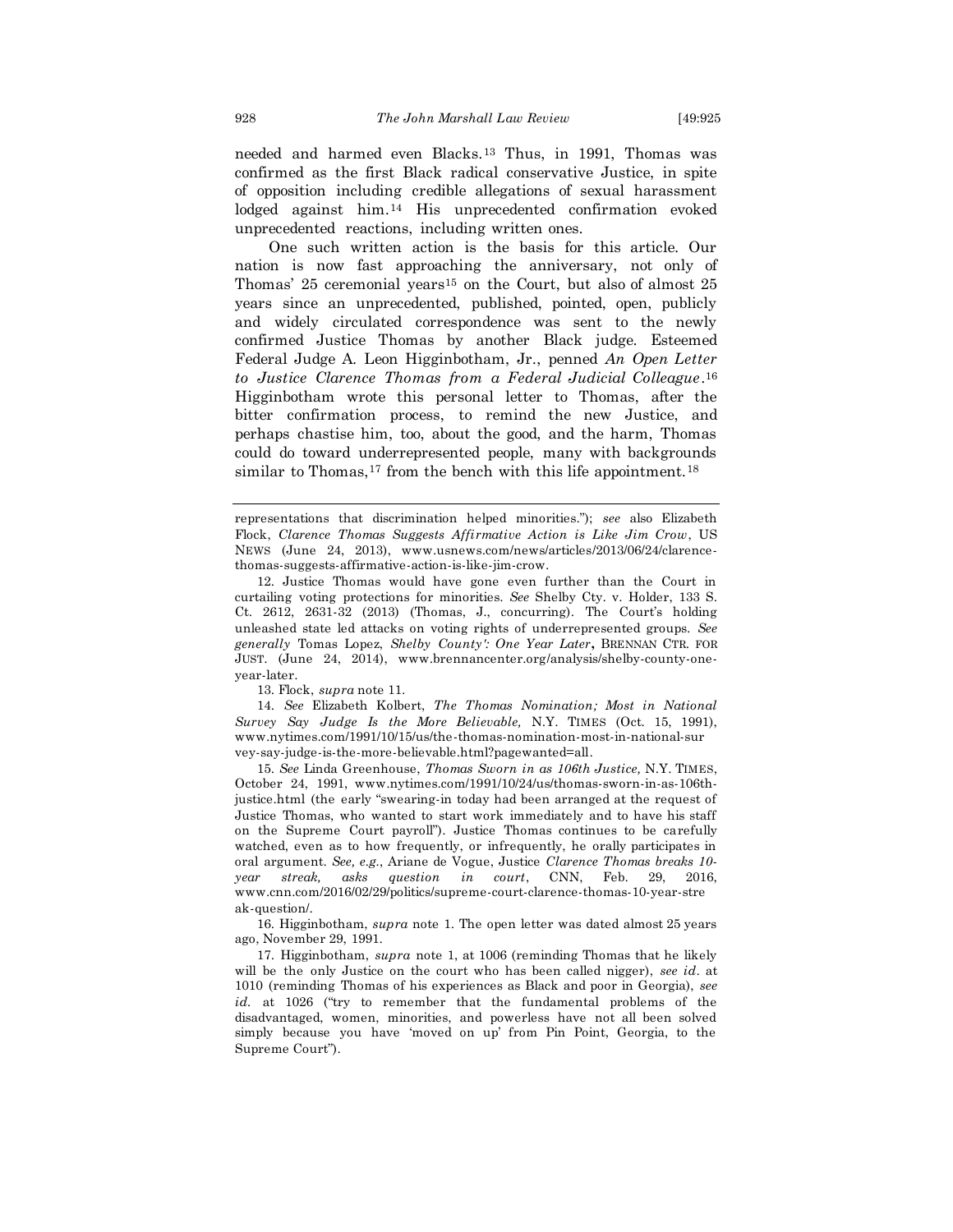needed and harmed even Blacks.[13] Thus, in 1991, Thomas was confirmed as the first Black radical conservative Justice, in spite of opposition including credible allegations of sexual harassment lodged against him.[14] His unprecedented confirmation evoked unprecedented reactions, including written ones.

One such written action is the basis for this article. Our nation is now fast approaching the anniversary, not only of Thomas' 25 ceremonial years[15] on the Court, but also of almost 25 years since an unprecedented, published, pointed, open, publicly and widely circulated correspondence was sent to the newly confirmed Justice Thomas by another Black judge. Esteemed Federal Judge A. Leon Higginbotham, Jr., penned *An Open Letter to Justice Clarence Thomas from a Federal Judicial Colleague*.[16] Higginbotham wrote this personal letter to Thomas, after the bitter confirmation process, to remind the new Justice, and perhaps chastise him, too, about the good, and the harm, Thomas could do toward underrepresented people, many with backgrounds similar to Thomas,[17] from the bench with this life appointment.[18]

---

representations that discrimination helped minorities."); *see* also Elizabeth Flock, *Clarence Thomas Suggests Affirmative Action is Like Jim Crow*, US NEWS (June 24, 2013), www.usnews.com/news/articles/2013/06/24/clarence-thomas-suggests-affirmative-action-is-like-jim-crow.

12. Justice Thomas would have gone even further than the Court in curtailing voting protections for minorities. *See* Shelby Cty. v. Holder, 133 S. Ct. 2612, 2631-32 (2013) (Thomas, J., concurring). The Court's holding unleashed state led attacks on voting rights of underrepresented groups. *See generally* Tomas Lopez, *Shelby County': One Year Later*, BRENNAN CTR. FOR JUST. (June 24, 2014), www.brennancenter.org/analysis/shelby-county-one-year-later.

13. Flock, *supra* note 11.

14. *See* Elizabeth Kolbert, *The Thomas Nomination; Most in National Survey Say Judge Is the More Believable,* N.Y. TIMES (Oct. 15, 1991), www.nytimes.com/1991/10/15/us/the-thomas-nomination-most-in-national-survey-say-judge-is-the-more-believable.html?pagewanted=all.

15. *See* Linda Greenhouse, *Thomas Sworn in as 106th Justice,* N.Y. TIMES, October 24, 1991, www.nytimes.com/1991/10/24/us/thomas-sworn-in-as-106th-justice.html (the early "swearing-in today had been arranged at the request of Justice Thomas, who wanted to start work immediately and to have his staff on the Supreme Court payroll"). Justice Thomas continues to be carefully watched, even as to how frequently, or infrequently, he orally participates in oral argument. *See, e.g.*, Ariane de Vogue, Justice *Clarence Thomas breaks 10-year streak, asks question in court*, CNN, Feb. 29, 2016, www.cnn.com/2016/02/29/politics/supreme-court-clarence-thomas-10-year-streak-question/.

16. Higginbotham, *supra* note 1. The open letter was dated almost 25 years ago, November 29, 1991.

17. Higginbotham, *supra* note 1, at 1006 (reminding Thomas that he likely will be the only Justice on the court who has been called nigger), *see id*. at 1010 (reminding Thomas of his experiences as Black and poor in Georgia), *see id.* at 1026 ("try to remember that the fundamental problems of the disadvantaged, women, minorities, and powerless have not all been solved simply because you have 'moved on up' from Pin Point, Georgia, to the Supreme Court").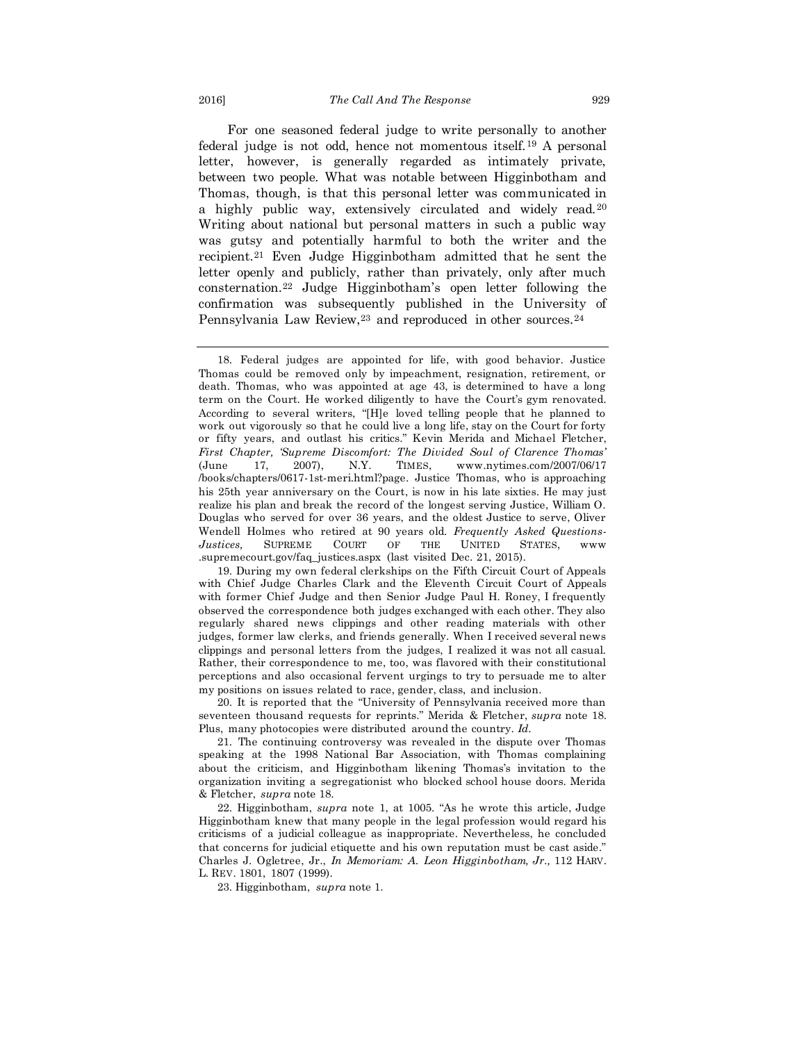For one seasoned federal judge to write personally to another federal judge is not odd, hence not momentous itself.[19] A personal letter, however, is generally regarded as intimately private, between two people. What was notable between Higginbotham and Thomas, though, is that this personal letter was communicated in a highly public way, extensively circulated and widely read.[20] Writing about national but personal matters in such a public way was gutsy and potentially harmful to both the writer and the recipient.[21] Even Judge Higginbotham admitted that he sent the letter openly and publicly, rather than privately, only after much consternation.[22] Judge Higginbotham's open letter following the confirmation was subsequently published in the University of Pennsylvania Law Review,[23] and reproduced in other sources.[24]

---

18. Federal judges are appointed for life, with good behavior. Justice Thomas could be removed only by impeachment, resignation, retirement, or death. Thomas, who was appointed at age 43, is determined to have a long term on the Court. He worked diligently to have the Court's gym renovated. According to several writers, "[H]e loved telling people that he planned to work out vigorously so that he could live a long life, stay on the Court for forty or fifty years, and outlast his critics." Kevin Merida and Michael Fletcher, *First Chapter, 'Supreme Discomfort: The Divided Soul of Clarence Thomas'* (June 17, 2007), N.Y. TIMES, www.nytimes.com/2007/06/17 /books/chapters/0617-1st-meri.html?page. Justice Thomas, who is approaching his 25th year anniversary on the Court, is now in his late sixties. He may just realize his plan and break the record of the longest serving Justice, William O. Douglas who served for over 36 years, and the oldest Justice to serve, Oliver Wendell Holmes who retired at 90 years old. *Frequently Asked Questions-Justices,* SUPREME COURT OF THE UNITED STATES, www .supremecourt.gov/faq_justices.aspx (last visited Dec. 21, 2015).

19. During my own federal clerkships on the Fifth Circuit Court of Appeals with Chief Judge Charles Clark and the Eleventh Circuit Court of Appeals with former Chief Judge and then Senior Judge Paul H. Roney, I frequently observed the correspondence both judges exchanged with each other. They also regularly shared news clippings and other reading materials with other judges, former law clerks, and friends generally. When I received several news clippings and personal letters from the judges, I realized it was not all casual. Rather, their correspondence to me, too, was flavored with their constitutional perceptions and also occasional fervent urgings to try to persuade me to alter my positions on issues related to race, gender, class, and inclusion.

20. It is reported that the "University of Pennsylvania received more than seventeen thousand requests for reprints." Merida & Fletcher, *supra* note 18. Plus, many photocopies were distributed around the country. *Id*.

21. The continuing controversy was revealed in the dispute over Thomas speaking at the 1998 National Bar Association, with Thomas complaining about the criticism, and Higginbotham likening Thomas's invitation to the organization inviting a segregationist who blocked school house doors. Merida & Fletcher, *supra* note 18.

22. Higginbotham, *supra* note 1, at 1005. "As he wrote this article, Judge Higginbotham knew that many people in the legal profession would regard his criticisms of a judicial colleague as inappropriate. Nevertheless, he concluded that concerns for judicial etiquette and his own reputation must be cast aside." Charles J. Ogletree, Jr., *In Memoriam: A. Leon Higginbotham, Jr.,* 112 HARV. L. REV. 1801, 1807 (1999).

23. Higginbotham, *supra* note 1.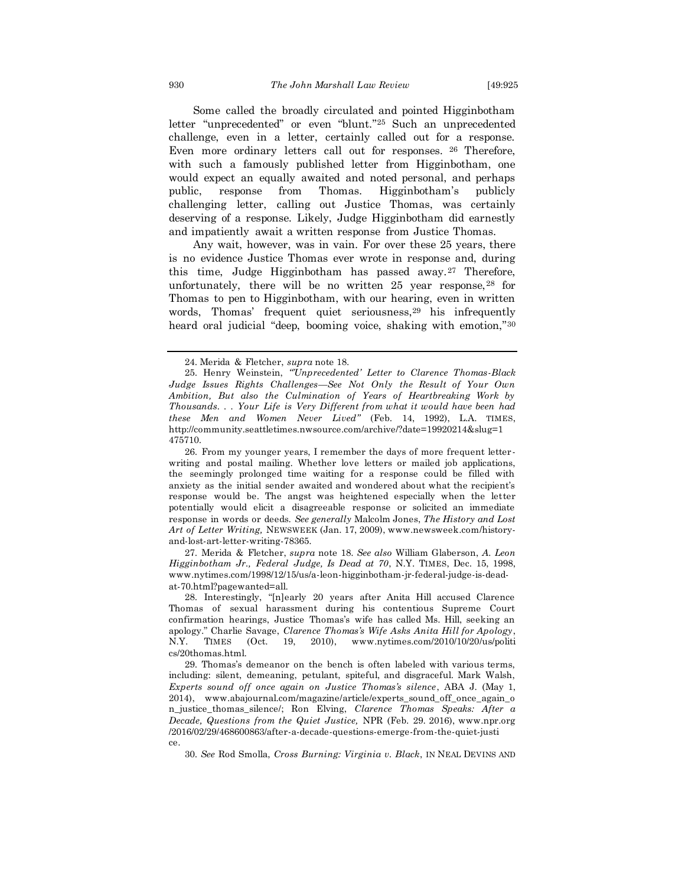Some called the broadly circulated and pointed Higginbotham letter "unprecedented" or even "blunt."[25] Such an unprecedented challenge, even in a letter, certainly called out for a response. Even more ordinary letters call out for responses. [26] Therefore, with such a famously published letter from Higginbotham, one would expect an equally awaited and noted personal, and perhaps public, response from Thomas. Higginbotham's publicly challenging letter, calling out Justice Thomas, was certainly deserving of a response. Likely, Judge Higginbotham did earnestly and impatiently await a written response from Justice Thomas.

Any wait, however, was in vain. For over these 25 years, there is no evidence Justice Thomas ever wrote in response and, during this time, Judge Higginbotham has passed away.[27] Therefore, unfortunately, there will be no written 25 year response,[28] for Thomas to pen to Higginbotham, with our hearing, even in written words, Thomas' frequent quiet seriousness,[29] his infrequently heard oral judicial "deep, booming voice, shaking with emotion,"[30]

---

24. Merida & Fletcher, *supra* note 18.

25. Henry Weinstein, *"'Unprecedented' Letter to Clarence Thomas-Black Judge Issues Rights Challenges—See Not Only the Result of Your Own Ambition, But also the Culmination of Years of Heartbreaking Work by Thousands. . . Your Life is Very Different from what it would have been had these Men and Women Never Lived"* (Feb. 14, 1992), L.A. TIMES, http://community.seattletimes.nwsource.com/archive/?date=19920214&slug=1475710.

26. From my younger years, I remember the days of more frequent letter-writing and postal mailing. Whether love letters or mailed job applications, the seemingly prolonged time waiting for a response could be filled with anxiety as the initial sender awaited and wondered about what the recipient's response would be. The angst was heightened especially when the letter potentially would elicit a disagreeable response or solicited an immediate response in words or deeds. *See generally* Malcolm Jones, *The History and Lost Art of Letter Writing,* NEWSWEEK (Jan. 17, 2009), www.newsweek.com/history-and-lost-art-letter-writing-78365.

27. Merida & Fletcher, *supra* note 18. *See also* William Glaberson, *A. Leon Higginbotham Jr., Federal Judge, Is Dead at 70*, N.Y. TIMES, Dec. 15, 1998, www.nytimes.com/1998/12/15/us/a-leon-higginbotham-jr-federal-judge-is-dead-at-70.html?pagewanted=all.

28. Interestingly, "[n]early 20 years after Anita Hill accused Clarence Thomas of sexual harassment during his contentious Supreme Court confirmation hearings, Justice Thomas's wife has called Ms. Hill, seeking an apology." Charlie Savage, *Clarence Thomas's Wife Asks Anita Hill for Apology*, N.Y. TIMES (Oct. 19, 2010), www.nytimes.com/2010/10/20/us/politics/20thomas.html.

29. Thomas's demeanor on the bench is often labeled with various terms, including: silent, demeaning, petulant, spiteful, and disgraceful. Mark Walsh, *Experts sound off once again on Justice Thomas's silence*, ABA J. (May 1, 2014), www.abajournal.com/magazine/article/experts_sound_off_once_again_on_justice_thomas_silence/; Ron Elving, *Clarence Thomas Speaks: After a Decade, Questions from the Quiet Justice,* NPR (Feb. 29. 2016), www.npr.org/2016/02/29/468600863/after-a-decade-questions-emerge-from-the-quiet-justice.

30. *See* Rod Smolla, *Cross Burning: Virginia v. Black*, IN NEAL DEVINS AND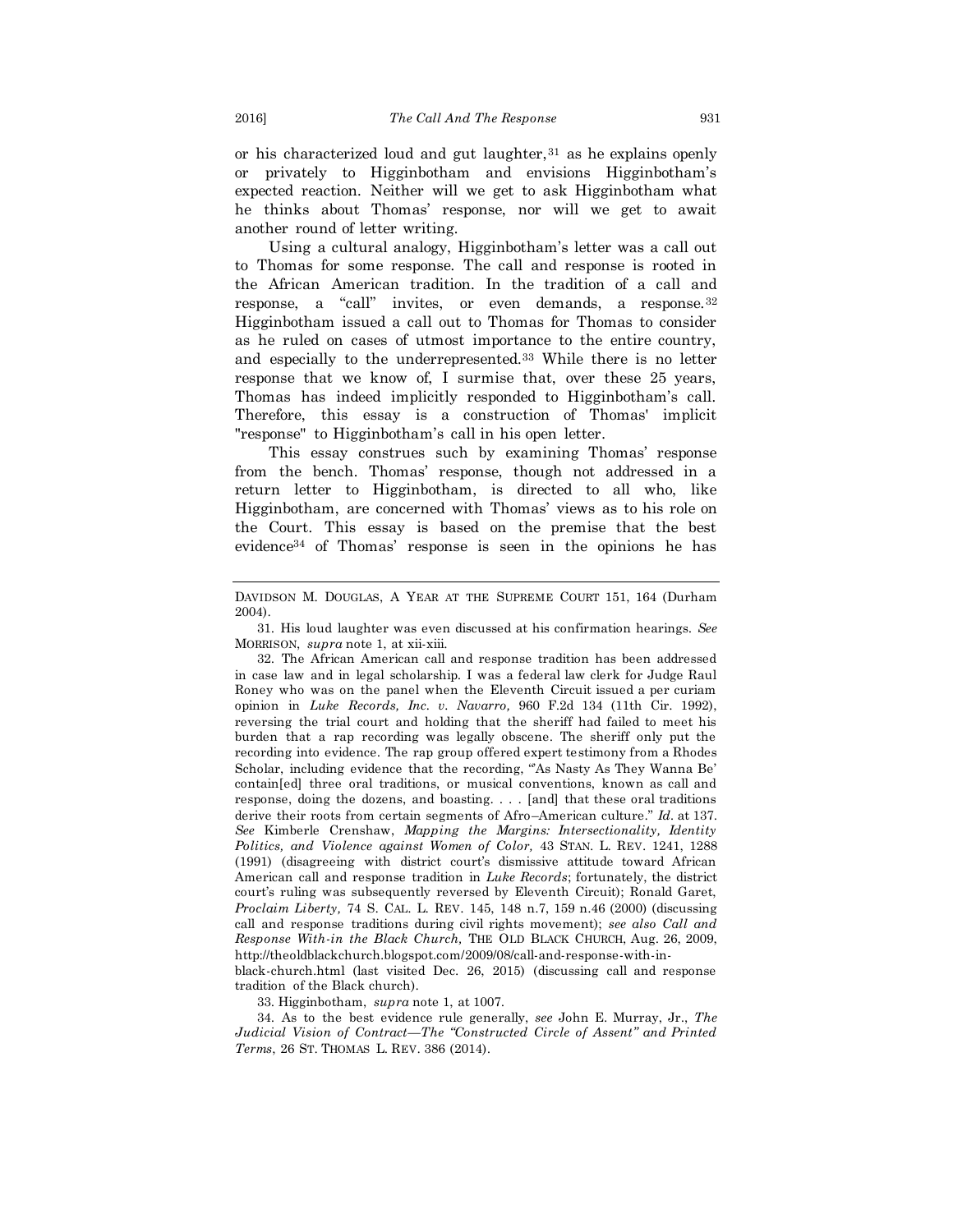or his characterized loud and gut laughter,[31] as he explains openly or privately to Higginbotham and envisions Higginbotham's expected reaction. Neither will we get to ask Higginbotham what he thinks about Thomas' response, nor will we get to await another round of letter writing.

Using a cultural analogy, Higginbotham's letter was a call out to Thomas for some response. The call and response is rooted in the African American tradition. In the tradition of a call and response, a "call" invites, or even demands, a response.[32] Higginbotham issued a call out to Thomas for Thomas to consider as he ruled on cases of utmost importance to the entire country, and especially to the underrepresented.[33] While there is no letter response that we know of, I surmise that, over these 25 years, Thomas has indeed implicitly responded to Higginbotham's call. Therefore, this essay is a construction of Thomas' implicit "response" to Higginbotham's call in his open letter.

This essay construes such by examining Thomas' response from the bench. Thomas' response, though not addressed in a return letter to Higginbotham, is directed to all who, like Higginbotham, are concerned with Thomas' views as to his role on the Court. This essay is based on the premise that the best evidence[34] of Thomas' response is seen in the opinions he has

---

DAVIDSON M. DOUGLAS, A YEAR AT THE SUPREME COURT 151, 164 (Durham 2004).

31. His loud laughter was even discussed at his confirmation hearings. *See* MORRISON, *supra* note 1, at xii-xiii.

32. The African American call and response tradition has been addressed in case law and in legal scholarship. I was a federal law clerk for Judge Raul Roney who was on the panel when the Eleventh Circuit issued a per curiam opinion in *Luke Records, Inc. v. Navarro,* 960 F.2d 134 (11th Cir. 1992), reversing the trial court and holding that the sheriff had failed to meet his burden that a rap recording was legally obscene. The sheriff only put the recording into evidence. The rap group offered expert testimony from a Rhodes Scholar, including evidence that the recording, "'As Nasty As They Wanna Be' contain[ed] three oral traditions, or musical conventions, known as call and response, doing the dozens, and boasting. . . . [and] that these oral traditions derive their roots from certain segments of Afro–American culture." *Id*. at 137. *See* Kimberle Crenshaw, *Mapping the Margins: Intersectionality, Identity Politics, and Violence against Women of Color,* 43 STAN. L. REV. 1241, 1288 (1991) (disagreeing with district court's dismissive attitude toward African American call and response tradition in *Luke Records*; fortunately, the district court's ruling was subsequently reversed by Eleventh Circuit); Ronald Garet, *Proclaim Liberty,* 74 S. CAL. L. REV. 145, 148 n.7, 159 n.46 (2000) (discussing call and response traditions during civil rights movement); *see also Call and Response With-in the Black Church,* THE OLD BLACK CHURCH, Aug. 26, 2009, http://theoldblackchurch.blogspot.com/2009/08/call-and-response-with-in-black-church.html (last visited Dec. 26, 2015) (discussing call and response tradition of the Black church).

33. Higginbotham, *supra* note 1, at 1007.

34. As to the best evidence rule generally, *see* John E. Murray, Jr., *The Judicial Vision of Contract—The "Constructed Circle of Assent" and Printed Terms*, 26 ST. THOMAS L. REV. 386 (2014).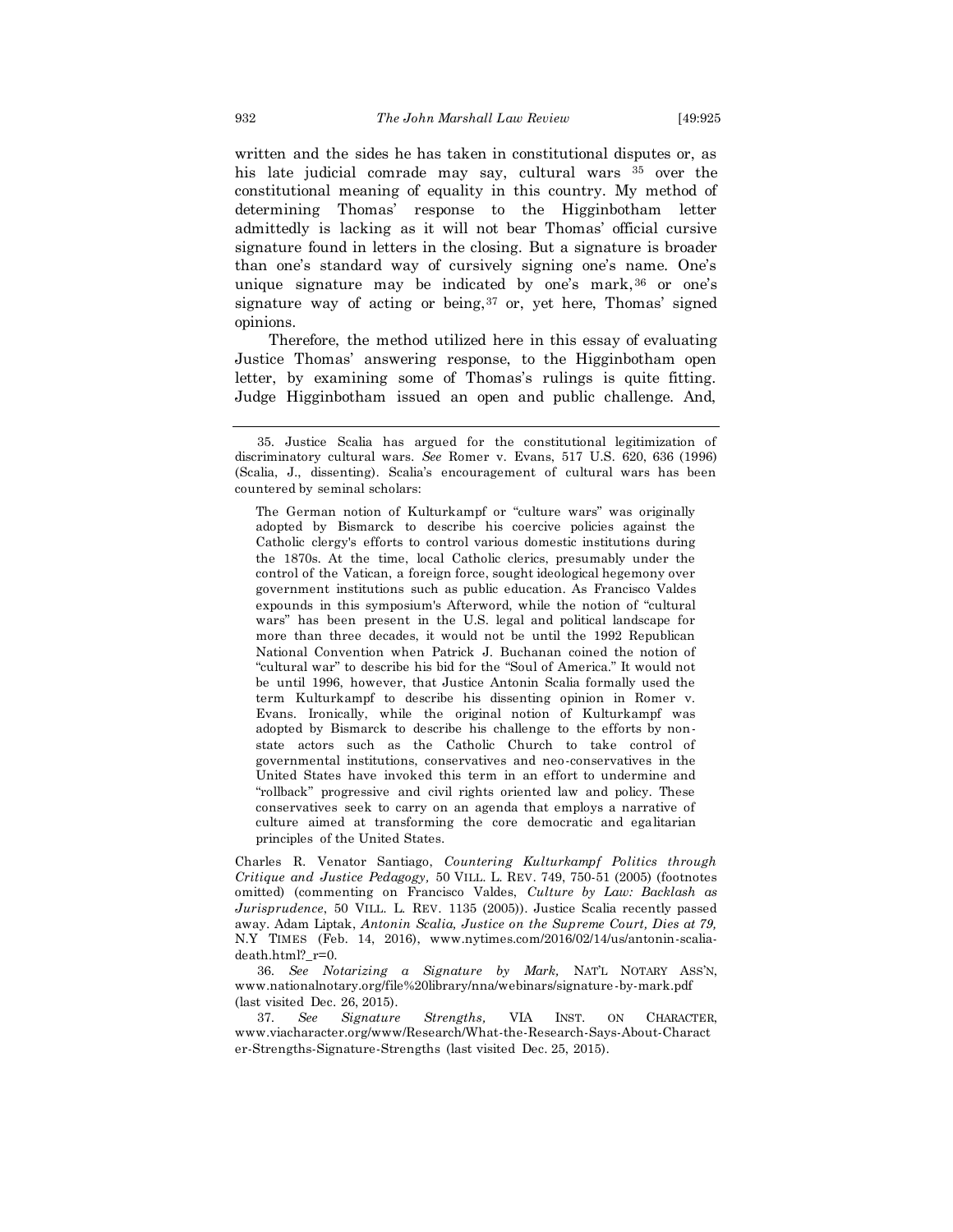written and the sides he has taken in constitutional disputes or, as his late judicial comrade may say, cultural wars [35] over the constitutional meaning of equality in this country. My method of determining Thomas' response to the Higginbotham letter admittedly is lacking as it will not bear Thomas' official cursive signature found in letters in the closing. But a signature is broader than one's standard way of cursively signing one's name. One's unique signature may be indicated by one's mark,[36] or one's signature way of acting or being,[37] or, yet here, Thomas' signed opinions.

Therefore, the method utilized here in this essay of evaluating Justice Thomas' answering response, to the Higginbotham open letter, by examining some of Thomas's rulings is quite fitting. Judge Higginbotham issued an open and public challenge. And,

---

35. Justice Scalia has argued for the constitutional legitimization of discriminatory cultural wars. *See* Romer v. Evans, 517 U.S. 620, 636 (1996) (Scalia, J., dissenting). Scalia's encouragement of cultural wars has been countered by seminal scholars:

> The German notion of Kulturkampf or "culture wars" was originally adopted by Bismarck to describe his coercive policies against the Catholic clergy's efforts to control various domestic institutions during the 1870s. At the time, local Catholic clerics, presumably under the control of the Vatican, a foreign force, sought ideological hegemony over government institutions such as public education. As Francisco Valdes expounds in this symposium's Afterword, while the notion of "cultural wars" has been present in the U.S. legal and political landscape for more than three decades, it would not be until the 1992 Republican National Convention when Patrick J. Buchanan coined the notion of "cultural war" to describe his bid for the "Soul of America." It would not be until 1996, however, that Justice Antonin Scalia formally used the term Kulturkampf to describe his dissenting opinion in Romer v. Evans. Ironically, while the original notion of Kulturkampf was adopted by Bismarck to describe his challenge to the efforts by non-state actors such as the Catholic Church to take control of governmental institutions, conservatives and neo-conservatives in the United States have invoked this term in an effort to undermine and "rollback" progressive and civil rights oriented law and policy. These conservatives seek to carry on an agenda that employs a narrative of culture aimed at transforming the core democratic and egalitarian principles of the United States.

Charles R. Venator Santiago, *Countering Kulturkampf Politics through Critique and Justice Pedagogy,* 50 VILL. L. REV. 749, 750-51 (2005) (footnotes omitted) (commenting on Francisco Valdes, *Culture by Law: Backlash as Jurisprudence*, 50 VILL. L. REV. 1135 (2005)). Justice Scalia recently passed away. Adam Liptak, *Antonin Scalia, Justice on the Supreme Court, Dies at 79,* N.Y TIMES (Feb. 14, 2016), www.nytimes.com/2016/02/14/us/antonin-scalia-death.html?_r=0.

36. *See Notarizing a Signature by Mark,* NAT'L NOTARY ASS'N, www.nationalnotary.org/file%20library/nna/webinars/signature-by-mark.pdf (last visited Dec. 26, 2015).

37. *See Signature Strengths,* VIA INST. ON CHARACTER, www.viacharacter.org/www/Research/What-the-Research-Says-About-Character-Strengths-Signature-Strengths (last visited Dec. 25, 2015).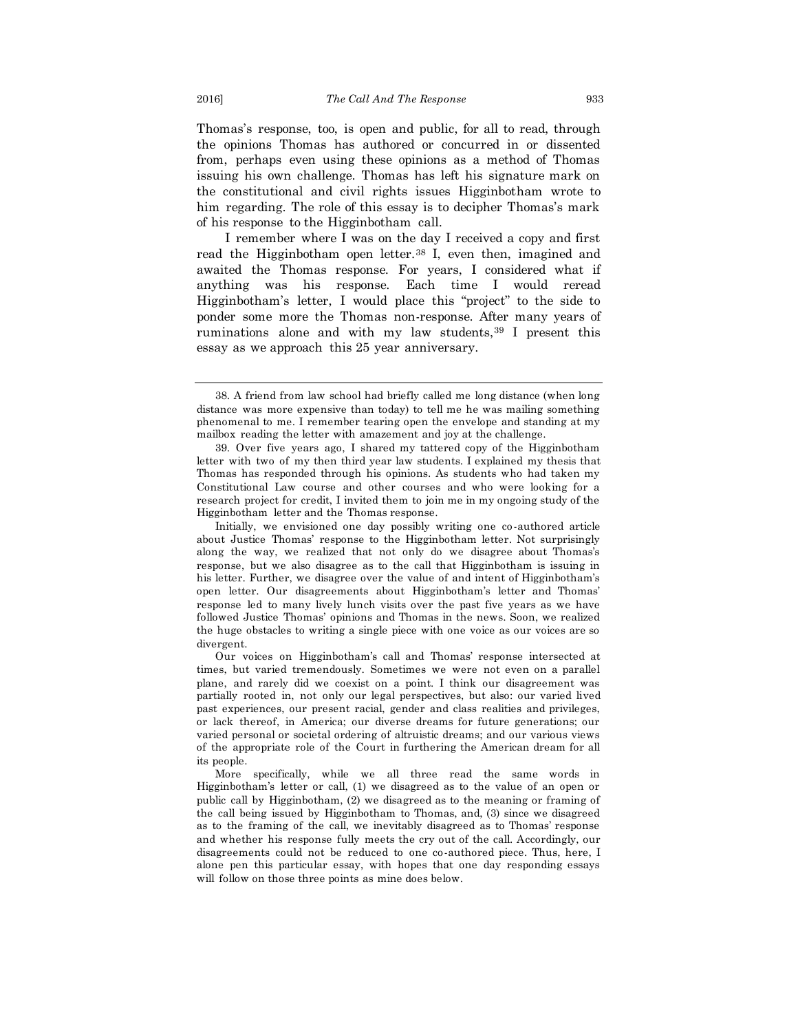Thomas's response, too, is open and public, for all to read, through the opinions Thomas has authored or concurred in or dissented from, perhaps even using these opinions as a method of Thomas issuing his own challenge. Thomas has left his signature mark on the constitutional and civil rights issues Higginbotham wrote to him regarding. The role of this essay is to decipher Thomas's mark of his response to the Higginbotham call.

I remember where I was on the day I received a copy and first read the Higginbotham open letter.[38] I, even then, imagined and awaited the Thomas response. For years, I considered what if anything was his response. Each time I would reread Higginbotham's letter, I would place this "project" to the side to ponder some more the Thomas non-response. After many years of ruminations alone and with my law students,[39] I present this essay as we approach this 25 year anniversary.

---

38. A friend from law school had briefly called me long distance (when long distance was more expensive than today) to tell me he was mailing something phenomenal to me. I remember tearing open the envelope and standing at my mailbox reading the letter with amazement and joy at the challenge.

39. Over five years ago, I shared my tattered copy of the Higginbotham letter with two of my then third year law students. I explained my thesis that Thomas has responded through his opinions. As students who had taken my Constitutional Law course and other courses and who were looking for a research project for credit, I invited them to join me in my ongoing study of the Higginbotham letter and the Thomas response.

Initially, we envisioned one day possibly writing one co-authored article about Justice Thomas' response to the Higginbotham letter. Not surprisingly along the way, we realized that not only do we disagree about Thomas's response, but we also disagree as to the call that Higginbotham is issuing in his letter. Further, we disagree over the value of and intent of Higginbotham's open letter. Our disagreements about Higginbotham's letter and Thomas' response led to many lively lunch visits over the past five years as we have followed Justice Thomas' opinions and Thomas in the news. Soon, we realized the huge obstacles to writing a single piece with one voice as our voices are so divergent.

Our voices on Higginbotham's call and Thomas' response intersected at times, but varied tremendously. Sometimes we were not even on a parallel plane, and rarely did we coexist on a point. I think our disagreement was partially rooted in, not only our legal perspectives, but also: our varied lived past experiences, our present racial, gender and class realities and privileges, or lack thereof, in America; our diverse dreams for future generations; our varied personal or societal ordering of altruistic dreams; and our various views of the appropriate role of the Court in furthering the American dream for all its people.

More specifically, while we all three read the same words in Higginbotham's letter or call, (1) we disagreed as to the value of an open or public call by Higginbotham, (2) we disagreed as to the meaning or framing of the call being issued by Higginbotham to Thomas, and, (3) since we disagreed as to the framing of the call, we inevitably disagreed as to Thomas' response and whether his response fully meets the cry out of the call. Accordingly, our disagreements could not be reduced to one co-authored piece. Thus, here, I alone pen this particular essay, with hopes that one day responding essays will follow on those three points as mine does below.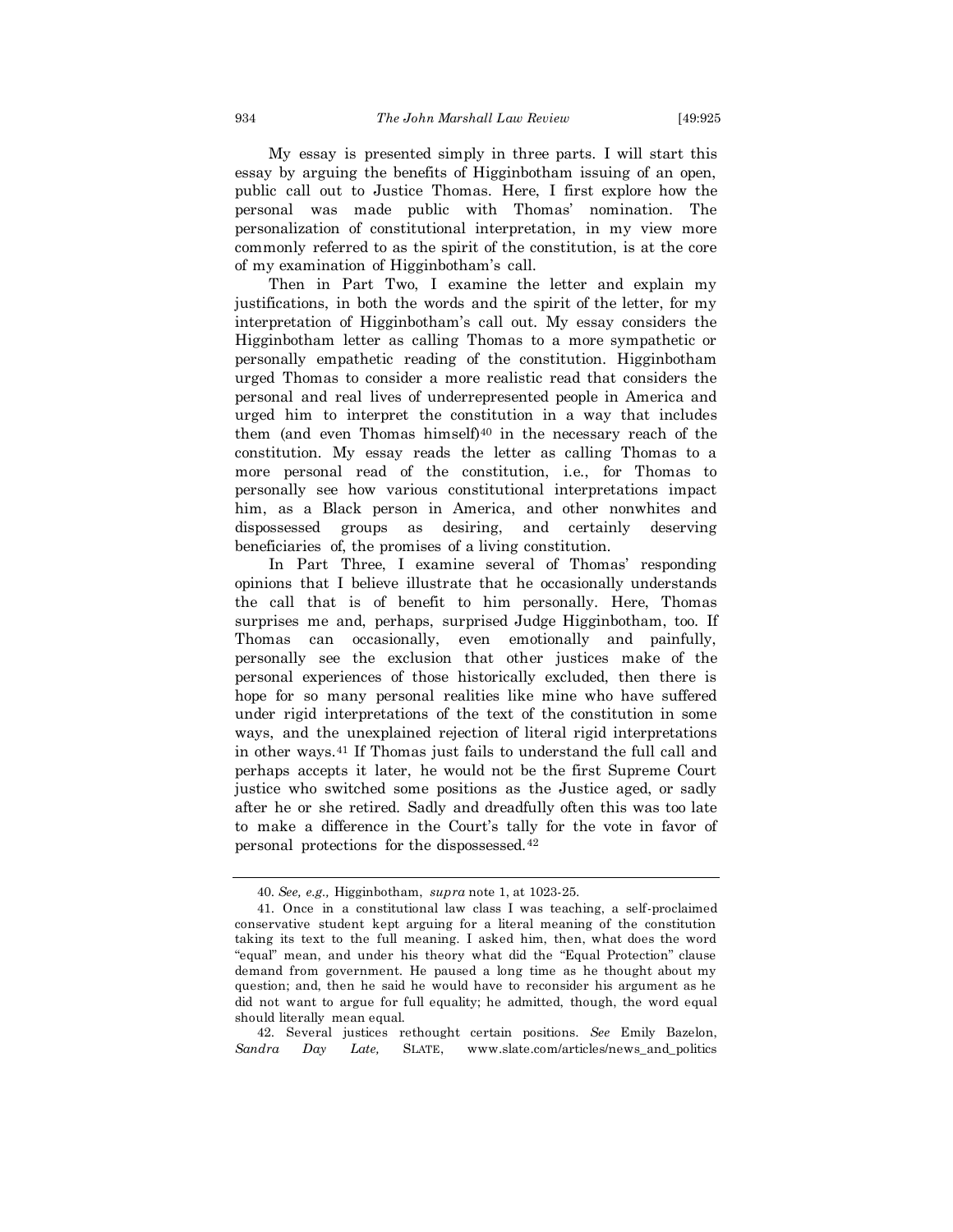My essay is presented simply in three parts. I will start this essay by arguing the benefits of Higginbotham issuing of an open, public call out to Justice Thomas. Here, I first explore how the personal was made public with Thomas' nomination. The personalization of constitutional interpretation, in my view more commonly referred to as the spirit of the constitution, is at the core of my examination of Higginbotham's call.

Then in Part Two, I examine the letter and explain my justifications, in both the words and the spirit of the letter, for my interpretation of Higginbotham's call out. My essay considers the Higginbotham letter as calling Thomas to a more sympathetic or personally empathetic reading of the constitution. Higginbotham urged Thomas to consider a more realistic read that considers the personal and real lives of underrepresented people in America and urged him to interpret the constitution in a way that includes them (and even Thomas himself)[40] in the necessary reach of the constitution. My essay reads the letter as calling Thomas to a more personal read of the constitution, i.e., for Thomas to personally see how various constitutional interpretations impact him, as a Black person in America, and other nonwhites and dispossessed groups as desiring, and certainly deserving beneficiaries of, the promises of a living constitution.

In Part Three, I examine several of Thomas' responding opinions that I believe illustrate that he occasionally understands the call that is of benefit to him personally. Here, Thomas surprises me and, perhaps, surprised Judge Higginbotham, too. If Thomas can occasionally, even emotionally and painfully, personally see the exclusion that other justices make of the personal experiences of those historically excluded, then there is hope for so many personal realities like mine who have suffered under rigid interpretations of the text of the constitution in some ways, and the unexplained rejection of literal rigid interpretations in other ways.[41] If Thomas just fails to understand the full call and perhaps accepts it later, he would not be the first Supreme Court justice who switched some positions as the Justice aged, or sadly after he or she retired. Sadly and dreadfully often this was too late to make a difference in the Court's tally for the vote in favor of personal protections for the dispossessed.[42]

---

40. *See, e.g.,* Higginbotham, *supra* note 1, at 1023-25.

41. Once in a constitutional law class I was teaching, a self-proclaimed conservative student kept arguing for a literal meaning of the constitution taking its text to the full meaning. I asked him, then, what does the word "equal" mean, and under his theory what did the "Equal Protection" clause demand from government. He paused a long time as he thought about my question; and, then he said he would have to reconsider his argument as he did not want to argue for full equality; he admitted, though, the word equal should literally mean equal.

42. Several justices rethought certain positions. *See* Emily Bazelon, *Sandra Day Late,* SLATE, www.slate.com/articles/news_and_politics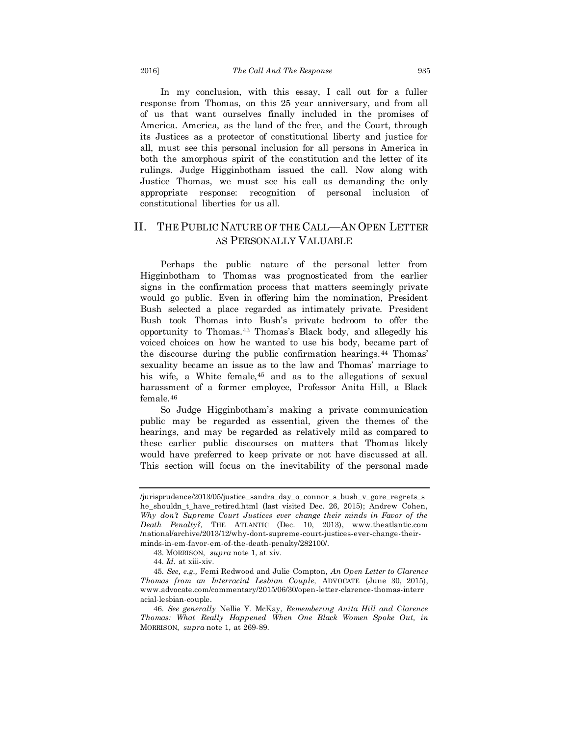In my conclusion, with this essay, I call out for a fuller response from Thomas, on this 25 year anniversary, and from all of us that want ourselves finally included in the promises of America. America, as the land of the free, and the Court, through its Justices as a protector of constitutional liberty and justice for all, must see this personal inclusion for all persons in America in both the amorphous spirit of the constitution and the letter of its rulings. Judge Higginbotham issued the call. Now along with Justice Thomas, we must see his call as demanding the only appropriate response: recognition of personal inclusion of constitutional liberties for us all.

## II. THE PUBLIC NATURE OF THE CALL—AN OPEN LETTER AS PERSONALLY VALUABLE

Perhaps the public nature of the personal letter from Higginbotham to Thomas was prognosticated from the earlier signs in the confirmation process that matters seemingly private would go public. Even in offering him the nomination, President Bush selected a place regarded as intimately private. President Bush took Thomas into Bush's private bedroom to offer the opportunity to Thomas.[43] Thomas's Black body, and allegedly his voiced choices on how he wanted to use his body, became part of the discourse during the public confirmation hearings.[44] Thomas' sexuality became an issue as to the law and Thomas' marriage to his wife, a White female,[45] and as to the allegations of sexual harassment of a former employee, Professor Anita Hill, a Black female.[46]

So Judge Higginbotham's making a private communication public may be regarded as essential, given the themes of the hearings, and may be regarded as relatively mild as compared to these earlier public discourses on matters that Thomas likely would have preferred to keep private or not have discussed at all. This section will focus on the inevitability of the personal made

---

/jurisprudence/2013/05/justice_sandra_day_o_connor_s_bush_v_gore_regrets_she_shouldn_t_have_retired.html (last visited Dec. 26, 2015); Andrew Cohen, *Why don't Supreme Court Justices ever change their minds in Favor of the Death Penalty?*, THE ATLANTIC (Dec. 10, 2013), www.theatlantic.com/national/archive/2013/12/why-dont-supreme-court-justices-ever-change-their-minds-in-em-favor-em-of-the-death-penalty/282100/.

43. MORRISON, *supra* note 1, at xiv.

44. *Id.* at xiii-xiv.

45. *See, e.g.,* Femi Redwood and Julie Compton, *An Open Letter to Clarence Thomas from an Interracial Lesbian Couple,* ADVOCATE (June 30, 2015), www.advocate.com/commentary/2015/06/30/open-letter-clarence-thomas-interracial-lesbian-couple.

46. *See generally* Nellie Y. McKay, *Remembering Anita Hill and Clarence Thomas: What Really Happened When One Black Women Spoke Out, in* MORRISON, *supra* note 1, at 269-89.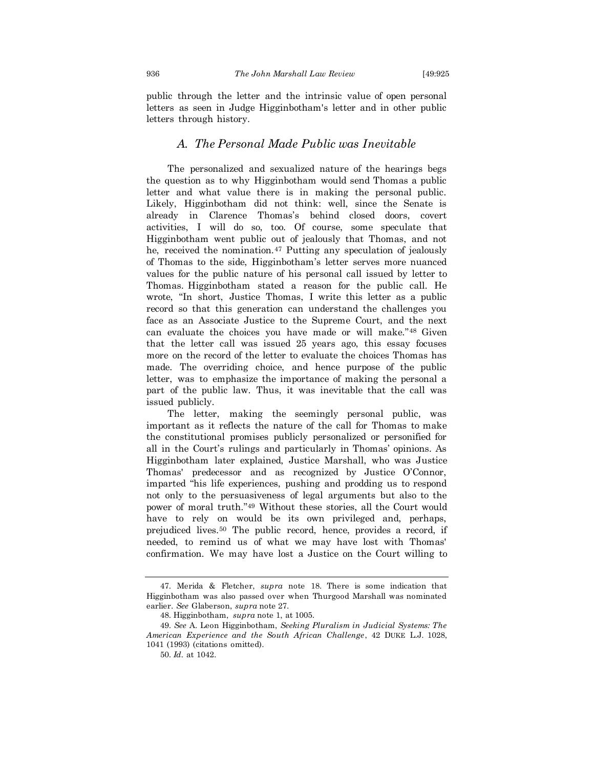public through the letter and the intrinsic value of open personal letters as seen in Judge Higginbotham's letter and in other public letters through history.

### *A. The Personal Made Public was Inevitable*

The personalized and sexualized nature of the hearings begs the question as to why Higginbotham would send Thomas a public letter and what value there is in making the personal public. Likely, Higginbotham did not think: well, since the Senate is already in Clarence Thomas's behind closed doors, covert activities, I will do so, too. Of course, some speculate that Higginbotham went public out of jealously that Thomas, and not he, received the nomination.[47] Putting any speculation of jealously of Thomas to the side, Higginbotham's letter serves more nuanced values for the public nature of his personal call issued by letter to Thomas. Higginbotham stated a reason for the public call. He wrote, "In short, Justice Thomas, I write this letter as a public record so that this generation can understand the challenges you face as an Associate Justice to the Supreme Court, and the next can evaluate the choices you have made or will make."[48] Given that the letter call was issued 25 years ago, this essay focuses more on the record of the letter to evaluate the choices Thomas has made. The overriding choice, and hence purpose of the public letter, was to emphasize the importance of making the personal a part of the public law. Thus, it was inevitable that the call was issued publicly.

The letter, making the seemingly personal public, was important as it reflects the nature of the call for Thomas to make the constitutional promises publicly personalized or personified for all in the Court's rulings and particularly in Thomas' opinions. As Higginbotham later explained, Justice Marshall, who was Justice Thomas' predecessor and as recognized by Justice O'Connor, imparted "his life experiences, pushing and prodding us to respond not only to the persuasiveness of legal arguments but also to the power of moral truth."[49] Without these stories, all the Court would have to rely on would be its own privileged and, perhaps, prejudiced lives.[50] The public record, hence, provides a record, if needed, to remind us of what we may have lost with Thomas' confirmation. We may have lost a Justice on the Court willing to

---

47. Merida & Fletcher, *supra* note 18. There is some indication that Higginbotham was also passed over when Thurgood Marshall was nominated earlier. *See* Glaberson, *supra* note 27.

48. Higginbotham, *supra* note 1, at 1005.

49. *See* A. Leon Higginbotham, *Seeking Pluralism in Judicial Systems: The American Experience and the South African Challenge*, 42 DUKE L.J. 1028, 1041 (1993) (citations omitted).

50. *Id.* at 1042.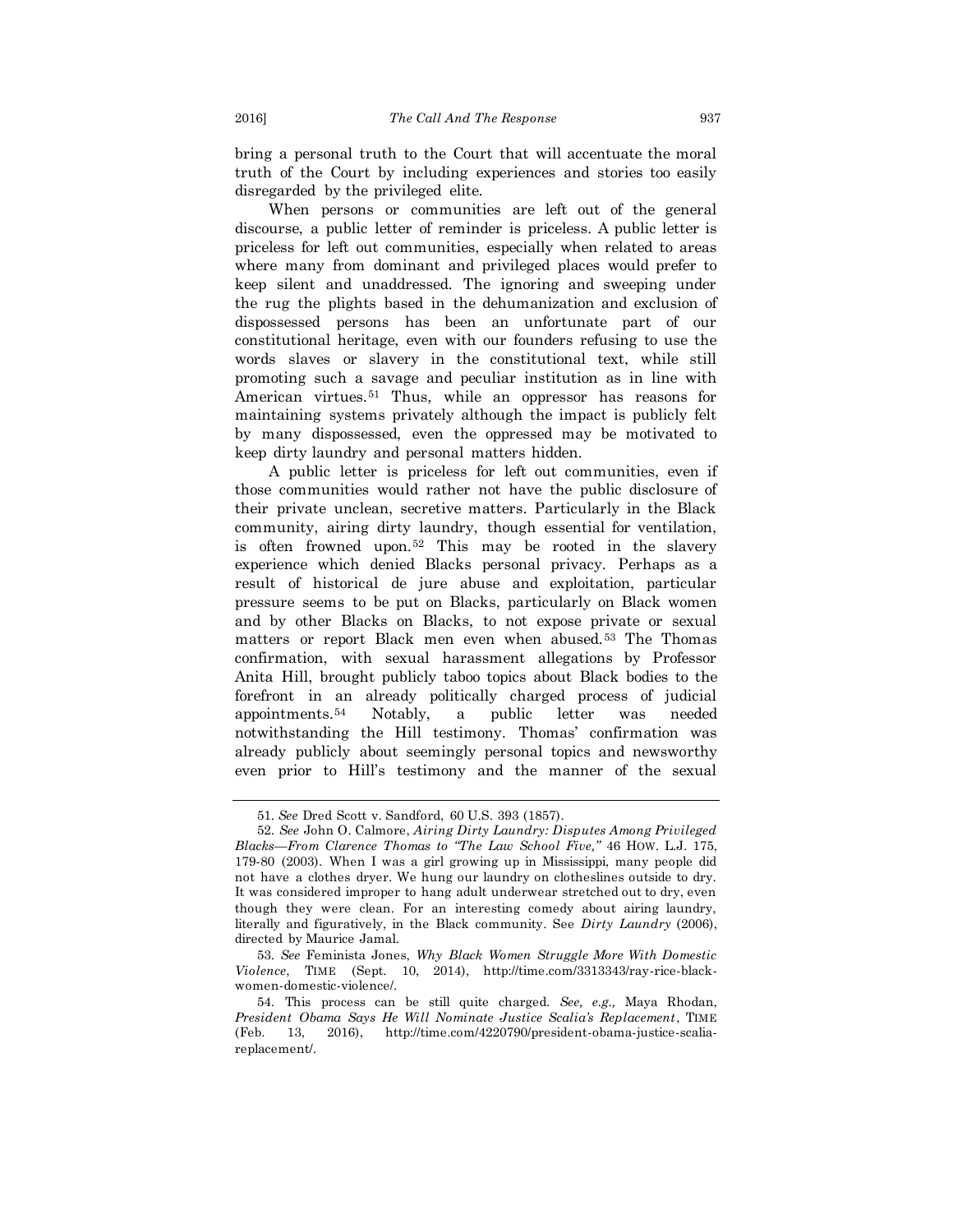bring a personal truth to the Court that will accentuate the moral truth of the Court by including experiences and stories too easily disregarded by the privileged elite.

When persons or communities are left out of the general discourse, a public letter of reminder is priceless. A public letter is priceless for left out communities, especially when related to areas where many from dominant and privileged places would prefer to keep silent and unaddressed. The ignoring and sweeping under the rug the plights based in the dehumanization and exclusion of dispossessed persons has been an unfortunate part of our constitutional heritage, even with our founders refusing to use the words slaves or slavery in the constitutional text, while still promoting such a savage and peculiar institution as in line with American virtues.[51] Thus, while an oppressor has reasons for maintaining systems privately although the impact is publicly felt by many dispossessed, even the oppressed may be motivated to keep dirty laundry and personal matters hidden.

A public letter is priceless for left out communities, even if those communities would rather not have the public disclosure of their private unclean, secretive matters. Particularly in the Black community, airing dirty laundry, though essential for ventilation, is often frowned upon.[52] This may be rooted in the slavery experience which denied Blacks personal privacy. Perhaps as a result of historical de jure abuse and exploitation, particular pressure seems to be put on Blacks, particularly on Black women and by other Blacks on Blacks, to not expose private or sexual matters or report Black men even when abused.[53] The Thomas confirmation, with sexual harassment allegations by Professor Anita Hill, brought publicly taboo topics about Black bodies to the forefront in an already politically charged process of judicial appointments.[54] Notably, a public letter was needed notwithstanding the Hill testimony. Thomas' confirmation was already publicly about seemingly personal topics and newsworthy even prior to Hill's testimony and the manner of the sexual

---

51. *See* Dred Scott v. Sandford, 60 U.S. 393 (1857).

52. *See* John O. Calmore, *Airing Dirty Laundry: Disputes Among Privileged Blacks—From Clarence Thomas to "The Law School Five,"* 46 HOW. L.J. 175, 179-80 (2003). When I was a girl growing up in Mississippi, many people did not have a clothes dryer. We hung our laundry on clotheslines outside to dry. It was considered improper to hang adult underwear stretched out to dry, even though they were clean. For an interesting comedy about airing laundry, literally and figuratively, in the Black community. See *Dirty Laundry* (2006), directed by Maurice Jamal.

53. *See* Feminista Jones, *Why Black Women Struggle More With Domestic Violence*, TIME (Sept. 10, 2014), http://time.com/3313343/ray-rice-black-women-domestic-violence/.

54. This process can be still quite charged. *See, e.g.,* Maya Rhodan, *President Obama Says He Will Nominate Justice Scalia's Replacement*, TIME (Feb. 13, 2016), http://time.com/4220790/president-obama-justice-scalia-replacement/.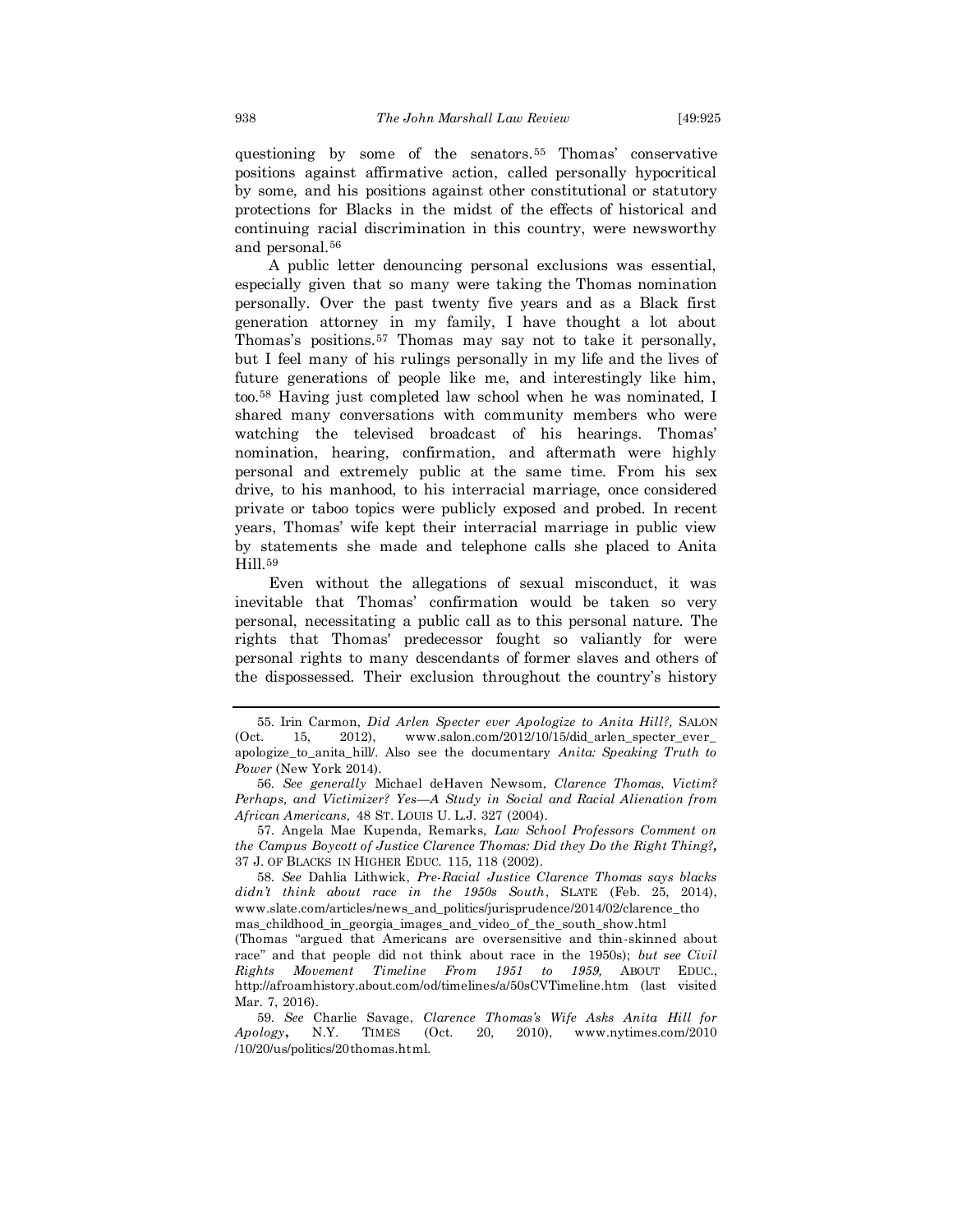questioning by some of the senators.[55] Thomas' conservative positions against affirmative action, called personally hypocritical by some, and his positions against other constitutional or statutory protections for Blacks in the midst of the effects of historical and continuing racial discrimination in this country, were newsworthy and personal.[56]

A public letter denouncing personal exclusions was essential, especially given that so many were taking the Thomas nomination personally. Over the past twenty five years and as a Black first generation attorney in my family, I have thought a lot about Thomas's positions.[57] Thomas may say not to take it personally, but I feel many of his rulings personally in my life and the lives of future generations of people like me, and interestingly like him, too.[58] Having just completed law school when he was nominated, I shared many conversations with community members who were watching the televised broadcast of his hearings. Thomas' nomination, hearing, confirmation, and aftermath were highly personal and extremely public at the same time. From his sex drive, to his manhood, to his interracial marriage, once considered private or taboo topics were publicly exposed and probed. In recent years, Thomas' wife kept their interracial marriage in public view by statements she made and telephone calls she placed to Anita Hill.[59]

Even without the allegations of sexual misconduct, it was inevitable that Thomas' confirmation would be taken so very personal, necessitating a public call as to this personal nature. The rights that Thomas' predecessor fought so valiantly for were personal rights to many descendants of former slaves and others of the dispossessed. Their exclusion throughout the country's history

---

55. Irin Carmon, *Did Arlen Specter ever Apologize to Anita Hill?,* SALON (Oct. 15, 2012), www.salon.com/2012/10/15/did_arlen_specter_ever_apologize_to_anita_hill/. Also see the documentary *Anita: Speaking Truth to Power* (New York 2014).

56. *See generally* Michael deHaven Newsom, *Clarence Thomas, Victim? Perhaps, and Victimizer? Yes—A Study in Social and Racial Alienation from African Americans,* 48 ST. LOUIS U. L.J. 327 (2004).

57. Angela Mae Kupenda, Remarks, *Law School Professors Comment on the Campus Boycott of Justice Clarence Thomas: Did they Do the Right Thing?,* 37 J. OF BLACKS IN HIGHER EDUC. 115, 118 (2002).

58. *See* Dahlia Lithwick, *Pre-Racial Justice Clarence Thomas says blacks didn't think about race in the 1950s South*, SLATE (Feb. 25, 2014), www.slate.com/articles/news_and_politics/jurisprudence/2014/02/clarence_thomas_childhood_in_georgia_images_and_video_of_the_south_show.html (Thomas "argued that Americans are oversensitive and thin-skinned about race" and that people did not think about race in the 1950s); *but see Civil Rights Movement Timeline From 1951 to 1959,* ABOUT EDUC., http://afroamhistory.about.com/od/timelines/a/50sCVTimeline.htm (last visited Mar. 7, 2016).

59. *See* Charlie Savage, *Clarence Thomas's Wife Asks Anita Hill for Apology*, N.Y. TIMES (Oct. 20, 2010), www.nytimes.com/2010/10/20/us/politics/20thomas.html.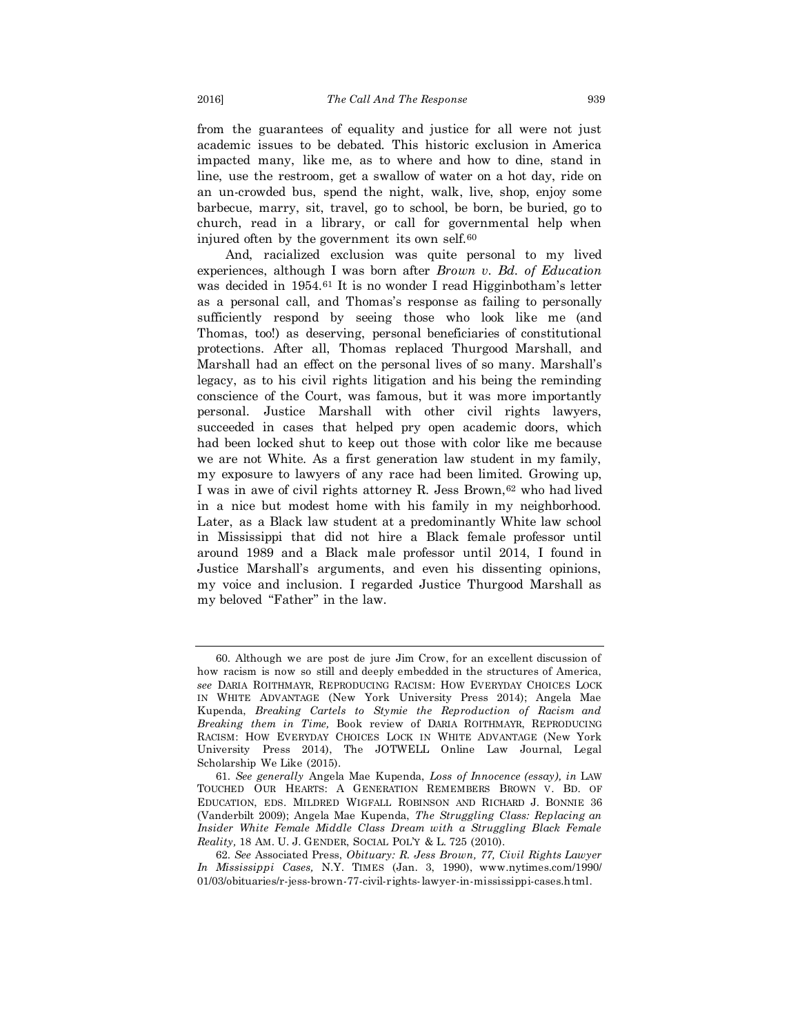from the guarantees of equality and justice for all were not just academic issues to be debated. This historic exclusion in America impacted many, like me, as to where and how to dine, stand in line, use the restroom, get a swallow of water on a hot day, ride on an un-crowded bus, spend the night, walk, live, shop, enjoy some barbecue, marry, sit, travel, go to school, be born, be buried, go to church, read in a library, or call for governmental help when injured often by the government its own self.[60]

And, racialized exclusion was quite personal to my lived experiences, although I was born after *Brown v. Bd. of Education* was decided in 1954.[61] It is no wonder I read Higginbotham's letter as a personal call, and Thomas's response as failing to personally sufficiently respond by seeing those who look like me (and Thomas, too!) as deserving, personal beneficiaries of constitutional protections. After all, Thomas replaced Thurgood Marshall, and Marshall had an effect on the personal lives of so many. Marshall's legacy, as to his civil rights litigation and his being the reminding conscience of the Court, was famous, but it was more importantly personal. Justice Marshall with other civil rights lawyers, succeeded in cases that helped pry open academic doors, which had been locked shut to keep out those with color like me because we are not White. As a first generation law student in my family, my exposure to lawyers of any race had been limited. Growing up, I was in awe of civil rights attorney R. Jess Brown,[62] who had lived in a nice but modest home with his family in my neighborhood. Later, as a Black law student at a predominantly White law school in Mississippi that did not hire a Black female professor until around 1989 and a Black male professor until 2014, I found in Justice Marshall's arguments, and even his dissenting opinions, my voice and inclusion. I regarded Justice Thurgood Marshall as my beloved "Father" in the law.

---

60. Although we are post de jure Jim Crow, for an excellent discussion of how racism is now so still and deeply embedded in the structures of America, *see* DARIA ROITHMAYR, REPRODUCING RACISM: HOW EVERYDAY CHOICES LOCK IN WHITE ADVANTAGE (New York University Press 2014); Angela Mae Kupenda, *Breaking Cartels to Stymie the Reproduction of Racism and Breaking them in Time,* Book review of DARIA ROITHMAYR, REPRODUCING RACISM: HOW EVERYDAY CHOICES LOCK IN WHITE ADVANTAGE (New York University Press 2014), The JOTWELL Online Law Journal, Legal Scholarship We Like (2015).

61. *See generally* Angela Mae Kupenda, *Loss of Innocence (essay), in* LAW TOUCHED OUR HEARTS: A GENERATION REMEMBERS BROWN V. BD. OF EDUCATION, EDS. MILDRED WIGFALL ROBINSON AND RICHARD J. BONNIE 36 (Vanderbilt 2009); Angela Mae Kupenda, *The Struggling Class: Replacing an Insider White Female Middle Class Dream with a Struggling Black Female Reality,* 18 AM. U. J. GENDER, SOCIAL POL'Y & L. 725 (2010).

62. *See* Associated Press, *Obituary: R. Jess Brown, 77, Civil Rights Lawyer In Mississippi Cases,* N.Y. TIMES (Jan. 3, 1990), www.nytimes.com/1990/01/03/obituaries/r-jess-brown-77-civil-rights-lawyer-in-mississippi-cases.html.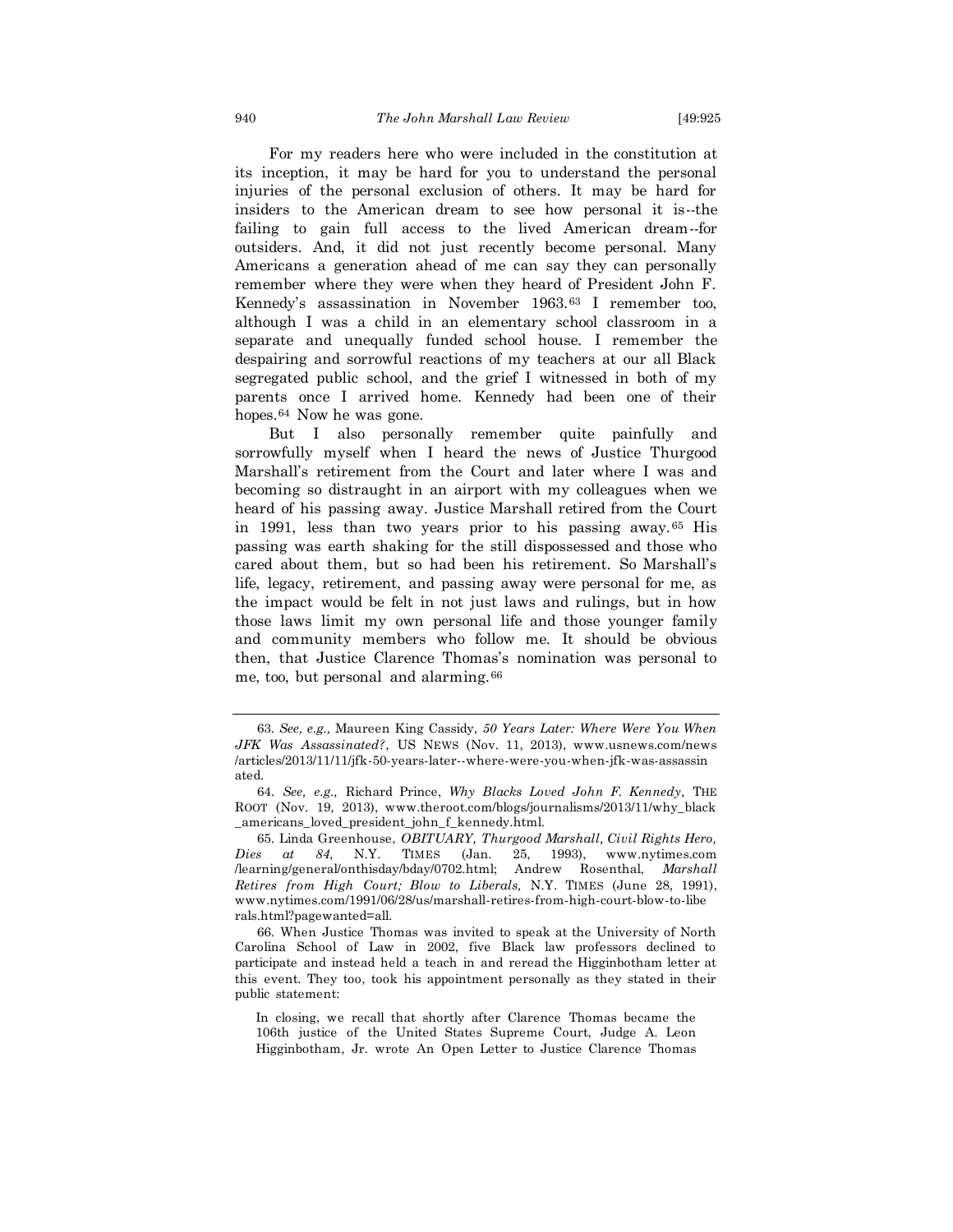For my readers here who were included in the constitution at its inception, it may be hard for you to understand the personal injuries of the personal exclusion of others. It may be hard for insiders to the American dream to see how personal it is--the failing to gain full access to the lived American dream--for outsiders. And, it did not just recently become personal. Many Americans a generation ahead of me can say they can personally remember where they were when they heard of President John F. Kennedy's assassination in November 1963.[63] I remember too, although I was a child in an elementary school classroom in a separate and unequally funded school house. I remember the despairing and sorrowful reactions of my teachers at our all Black segregated public school, and the grief I witnessed in both of my parents once I arrived home. Kennedy had been one of their hopes.[64] Now he was gone.

But I also personally remember quite painfully and sorrowfully myself when I heard the news of Justice Thurgood Marshall's retirement from the Court and later where I was and becoming so distraught in an airport with my colleagues when we heard of his passing away. Justice Marshall retired from the Court in 1991, less than two years prior to his passing away.[65] His passing was earth shaking for the still dispossessed and those who cared about them, but so had been his retirement. So Marshall's life, legacy, retirement, and passing away were personal for me, as the impact would be felt in not just laws and rulings, but in how those laws limit my own personal life and those younger family and community members who follow me. It should be obvious then, that Justice Clarence Thomas's nomination was personal to me, too, but personal and alarming.[66]

---

63. *See, e.g.,* Maureen King Cassidy, *50 Years Later: Where Were You When JFK Was Assassinated?*, US NEWS (Nov. 11, 2013), www.usnews.com/news/articles/2013/11/11/jfk-50-years-later--where-were-you-when-jfk-was-assassinated.

64. *See, e.g.,* Richard Prince, *Why Blacks Loved John F. Kennedy,* THE ROOT (Nov. 19, 2013), www.theroot.com/blogs/journalisms/2013/11/why_black_americans_loved_president_john_f_kennedy.html.

65. Linda Greenhouse, *OBITUARY, Thurgood Marshall, Civil Rights Hero, Dies at 84*, N.Y. TIMES (Jan. 25, 1993), www.nytimes.com/learning/general/onthisday/bday/0702.html; Andrew Rosenthal, *Marshall Retires from High Court; Blow to Liberals,* N.Y. TIMES (June 28, 1991), www.nytimes.com/1991/06/28/us/marshall-retires-from-high-court-blow-to-liberals.html?pagewanted=all.

66. When Justice Thomas was invited to speak at the University of North Carolina School of Law in 2002, five Black law professors declined to participate and instead held a teach in and reread the Higginbotham letter at this event. They too, took his appointment personally as they stated in their public statement:

> In closing, we recall that shortly after Clarence Thomas became the 106th justice of the United States Supreme Court, Judge A. Leon Higginbotham, Jr. wrote An Open Letter to Justice Clarence Thomas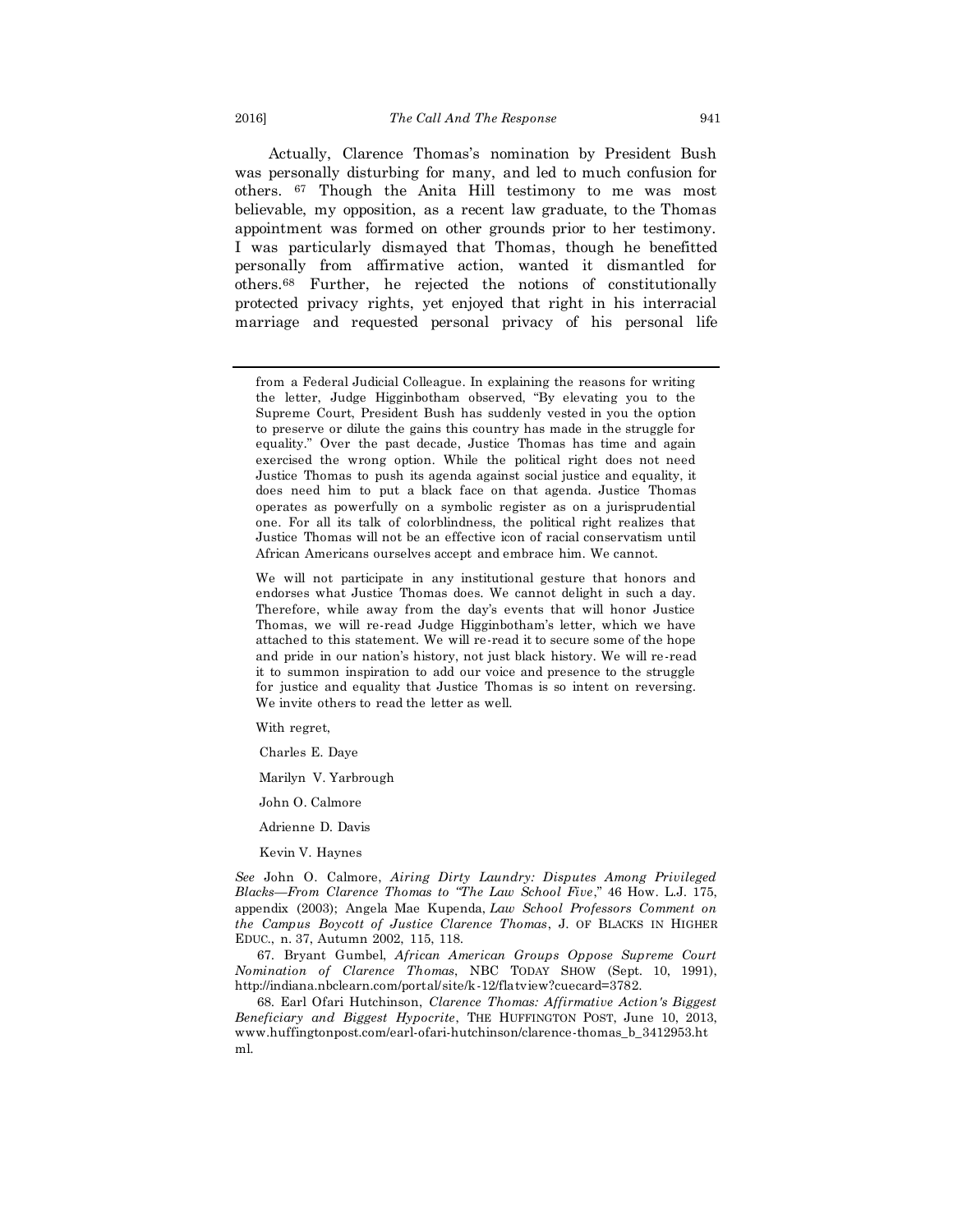Actually, Clarence Thomas's nomination by President Bush was personally disturbing for many, and led to much confusion for others.[67] Though the Anita Hill testimony to me was most believable, my opposition, as a recent law graduate, to the Thomas appointment was formed on other grounds prior to her testimony. I was particularly dismayed that Thomas, though he benefitted personally from affirmative action, wanted it dismantled for others.[68] Further, he rejected the notions of constitutionally protected privacy rights, yet enjoyed that right in his interracial marriage and requested personal privacy of his personal life

---

from a Federal Judicial Colleague. In explaining the reasons for writing the letter, Judge Higginbotham observed, "By elevating you to the Supreme Court, President Bush has suddenly vested in you the option to preserve or dilute the gains this country has made in the struggle for equality." Over the past decade, Justice Thomas has time and again exercised the wrong option. While the political right does not need Justice Thomas to push its agenda against social justice and equality, it does need him to put a black face on that agenda. Justice Thomas operates as powerfully on a symbolic register as on a jurisprudential one. For all its talk of colorblindness, the political right realizes that Justice Thomas will not be an effective icon of racial conservatism until African Americans ourselves accept and embrace him. We cannot.

We will not participate in any institutional gesture that honors and endorses what Justice Thomas does. We cannot delight in such a day. Therefore, while away from the day's events that will honor Justice Thomas, we will re-read Judge Higginbotham's letter, which we have attached to this statement. We will re-read it to secure some of the hope and pride in our nation's history, not just black history. We will re-read it to summon inspiration to add our voice and presence to the struggle for justice and equality that Justice Thomas is so intent on reversing. We invite others to read the letter as well.

With regret,

Charles E. Daye

Marilyn V. Yarbrough

John O. Calmore

Adrienne D. Davis

Kevin V. Haynes

*See* John O. Calmore, *Airing Dirty Laundry: Disputes Among Privileged Blacks—From Clarence Thomas to "The Law School Five*,*"* 46 HOW. L.J. 175, appendix (2003); Angela Mae Kupenda, *Law School Professors Comment on the Campus Boycott of Justice Clarence Thomas*, J. OF BLACKS IN HIGHER EDUC., n. 37, Autumn 2002, 115, 118.

67. Bryant Gumbel, *African American Groups Oppose Supreme Court Nomination of Clarence Thomas*, NBC TODAY SHOW (Sept. 10, 1991), http://indiana.nbclearn.com/portal/site/k-12/flatview?cuecard=3782.

68. Earl Ofari Hutchinson, *Clarence Thomas: Affirmative Action's Biggest Beneficiary and Biggest Hypocrite*, THE HUFFINGTON POST, June 10, 2013, www.huffingtonpost.com/earl-ofari-hutchinson/clarence-thomas_b_3412953.html.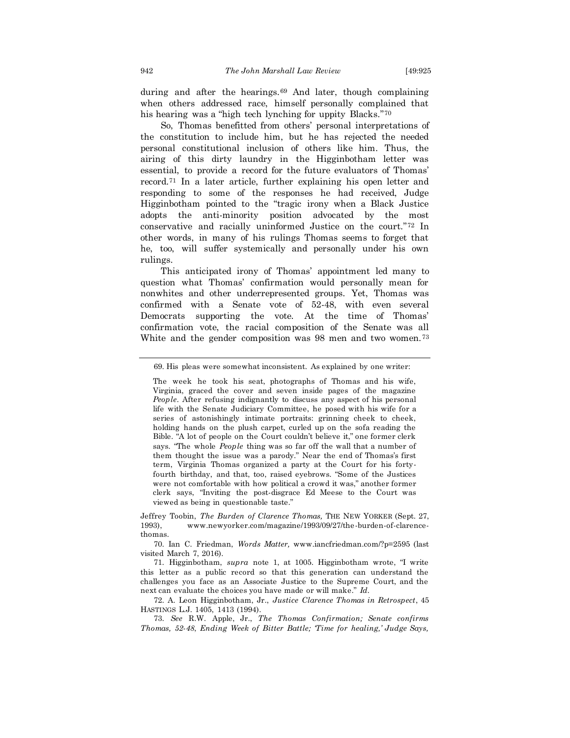during and after the hearings.[69] And later, though complaining when others addressed race, himself personally complained that his hearing was a "high tech lynching for uppity Blacks."[70]

So, Thomas benefitted from others' personal interpretations of the constitution to include him, but he has rejected the needed personal constitutional inclusion of others like him. Thus, the airing of this dirty laundry in the Higginbotham letter was essential, to provide a record for the future evaluators of Thomas' record.[71] In a later article, further explaining his open letter and responding to some of the responses he had received, Judge Higginbotham pointed to the "tragic irony when a Black Justice adopts the anti-minority position advocated by the most conservative and racially uninformed Justice on the court."[72] In other words, in many of his rulings Thomas seems to forget that he, too, will suffer systemically and personally under his own rulings.

This anticipated irony of Thomas' appointment led many to question what Thomas' confirmation would personally mean for nonwhites and other underrepresented groups. Yet, Thomas was confirmed with a Senate vote of 52-48, with even several Democrats supporting the vote. At the time of Thomas' confirmation vote, the racial composition of the Senate was all White and the gender composition was 98 men and two women.[73]

---

69. His pleas were somewhat inconsistent. As explained by one writer:

> The week he took his seat, photographs of Thomas and his wife, Virginia, graced the cover and seven inside pages of the magazine *People*. After refusing indignantly to discuss any aspect of his personal life with the Senate Judiciary Committee, he posed with his wife for a series of astonishingly intimate portraits: grinning cheek to cheek, holding hands on the plush carpet, curled up on the sofa reading the Bible. "A lot of people on the Court couldn't believe it," one former clerk says. "The whole *People* thing was so far off the wall that a number of them thought the issue was a parody." Near the end of Thomas's first term, Virginia Thomas organized a party at the Court for his forty-fourth birthday, and that, too, raised eyebrows. "Some of the Justices were not comfortable with how political a crowd it was," another former clerk says, "Inviting the post-disgrace Ed Meese to the Court was viewed as being in questionable taste."

Jeffrey Toobin, *The Burden of Clarence Thomas,* THE NEW YORKER (Sept. 27, 1993), www.newyorker.com/magazine/1993/09/27/the-burden-of-clarence-thomas.

70. Ian C. Friedman, *Words Matter,* www.iancfriedman.com/?p=2595 (last visited March 7, 2016).

71. Higginbotham, *supra* note 1, at 1005. Higginbotham wrote, "I write this letter as a public record so that this generation can understand the challenges you face as an Associate Justice to the Supreme Court, and the next can evaluate the choices you have made or will make." *Id*.

72. A. Leon Higginbotham, Jr., *Justice Clarence Thomas in Retrospect*, 45 HASTINGS L.J. 1405, 1413 (1994).

73. *See* R.W. Apple, Jr., *The Thomas Confirmation; Senate confirms Thomas, 52-48, Ending Week of Bitter Battle; 'Time for healing,' Judge Says,*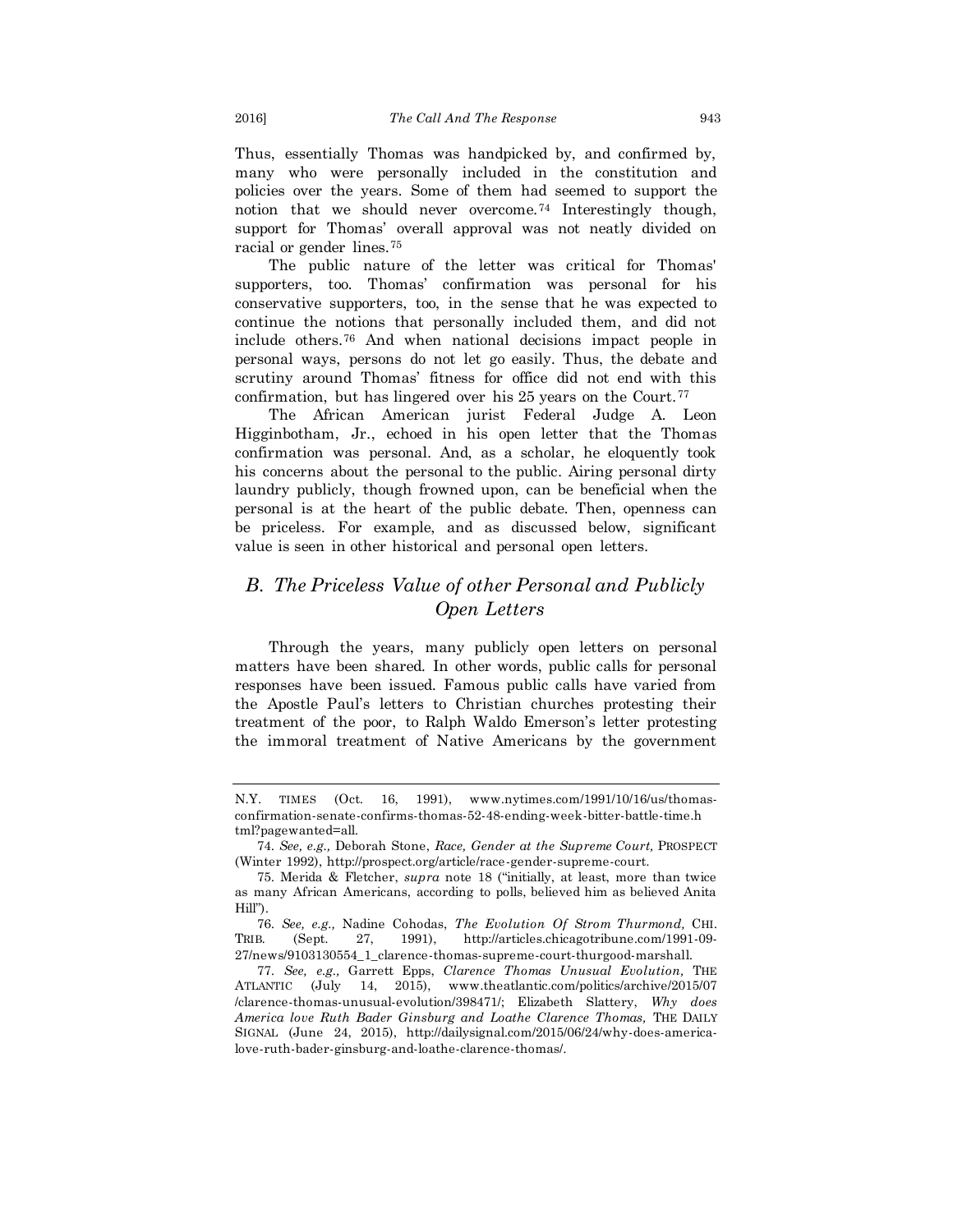Thus, essentially Thomas was handpicked by, and confirmed by, many who were personally included in the constitution and policies over the years. Some of them had seemed to support the notion that we should never overcome.[74] Interestingly though, support for Thomas' overall approval was not neatly divided on racial or gender lines.[75]

The public nature of the letter was critical for Thomas' supporters, too. Thomas' confirmation was personal for his conservative supporters, too, in the sense that he was expected to continue the notions that personally included them, and did not include others.[76] And when national decisions impact people in personal ways, persons do not let go easily. Thus, the debate and scrutiny around Thomas' fitness for office did not end with this confirmation, but has lingered over his 25 years on the Court.[77]

The African American jurist Federal Judge A. Leon Higginbotham, Jr., echoed in his open letter that the Thomas confirmation was personal. And, as a scholar, he eloquently took his concerns about the personal to the public. Airing personal dirty laundry publicly, though frowned upon, can be beneficial when the personal is at the heart of the public debate. Then, openness can be priceless. For example, and as discussed below, significant value is seen in other historical and personal open letters.

## *B. The Priceless Value of other Personal and Publicly Open Letters*

Through the years, many publicly open letters on personal matters have been shared. In other words, public calls for personal responses have been issued. Famous public calls have varied from the Apostle Paul's letters to Christian churches protesting their treatment of the poor, to Ralph Waldo Emerson's letter protesting the immoral treatment of Native Americans by the government

---

N.Y. TIMES (Oct. 16, 1991), www.nytimes.com/1991/10/16/us/thomas-confirmation-senate-confirms-thomas-52-48-ending-week-bitter-battle-time.html?pagewanted=all.

74. *See, e.g.,* Deborah Stone, *Race, Gender at the Supreme Court,* PROSPECT (Winter 1992), http://prospect.org/article/race-gender-supreme-court.

75. Merida & Fletcher, *supra* note 18 ("initially, at least, more than twice as many African Americans, according to polls, believed him as believed Anita Hill").

76. *See, e.g.,* Nadine Cohodas, *The Evolution Of Strom Thurmond,* CHI. TRIB. (Sept. 27, 1991), http://articles.chicagotribune.com/1991-09-27/news/9103130554_1_clarence-thomas-supreme-court-thurgood-marshall.

77. *See, e.g.,* Garrett Epps, *Clarence Thomas Unusual Evolution,* THE ATLANTIC (July 14, 2015), www.theatlantic.com/politics/archive/2015/07/clarence-thomas-unusual-evolution/398471/; Elizabeth Slattery, *Why does America love Ruth Bader Ginsburg and Loathe Clarence Thomas,* THE DAILY SIGNAL (June 24, 2015), http://dailysignal.com/2015/06/24/why-does-america-love-ruth-bader-ginsburg-and-loathe-clarence-thomas/.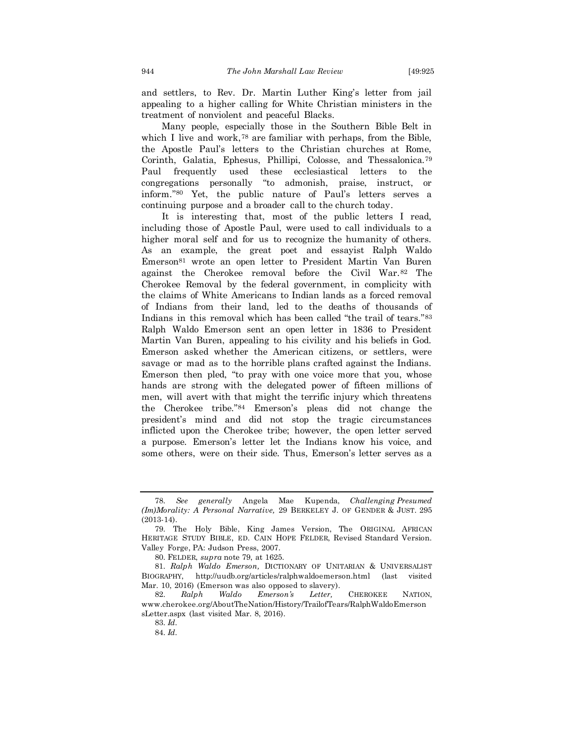and settlers, to Rev. Dr. Martin Luther King's letter from jail appealing to a higher calling for White Christian ministers in the treatment of nonviolent and peaceful Blacks.

Many people, especially those in the Southern Bible Belt in which I live and work,[78] are familiar with perhaps, from the Bible, the Apostle Paul's letters to the Christian churches at Rome, Corinth, Galatia, Ephesus, Phillipi, Colosse, and Thessalonica.[79] Paul frequently used these ecclesiastical letters to the congregations personally "to admonish, praise, instruct, or inform."[80] Yet, the public nature of Paul's letters serves a continuing purpose and a broader call to the church today.

It is interesting that, most of the public letters I read, including those of Apostle Paul, were used to call individuals to a higher moral self and for us to recognize the humanity of others. As an example, the great poet and essayist Ralph Waldo Emerson[81] wrote an open letter to President Martin Van Buren against the Cherokee removal before the Civil War.[82] The Cherokee Removal by the federal government, in complicity with the claims of White Americans to Indian lands as a forced removal of Indians from their land, led to the deaths of thousands of Indians in this removal which has been called "the trail of tears."[83] Ralph Waldo Emerson sent an open letter in 1836 to President Martin Van Buren, appealing to his civility and his beliefs in God. Emerson asked whether the American citizens, or settlers, were savage or mad as to the horrible plans crafted against the Indians. Emerson then pled, "to pray with one voice more that you, whose hands are strong with the delegated power of fifteen millions of men, will avert with that might the terrific injury which threatens the Cherokee tribe."[84] Emerson's pleas did not change the president's mind and did not stop the tragic circumstances inflicted upon the Cherokee tribe; however, the open letter served a purpose. Emerson's letter let the Indians know his voice, and some others, were on their side. Thus, Emerson's letter serves as a

---

78. *See generally* Angela Mae Kupenda, *Challenging Presumed (Im)Morality: A Personal Narrative,* 29 BERKELEY J. OF GENDER & JUST. 295 (2013-14).

79. The Holy Bible, King James Version, The ORIGINAL AFRICAN HERITAGE STUDY BIBLE, ED. CAIN HOPE FELDER, Revised Standard Version. Valley Forge, PA: Judson Press, 2007.

80. FELDER, *supra* note 79, at 1625.

81. *Ralph Waldo Emerson,* DICTIONARY OF UNITARIAN & UNIVERSALIST BIOGRAPHY, http://uudb.org/articles/ralphwaldoemerson.html (last visited Mar. 10, 2016) (Emerson was also opposed to slavery).

82. *Ralph Waldo Emerson's Letter,* CHEROKEE NATION, www.cherokee.org/AboutTheNation/History/TrailofTears/RalphWaldoEmersonsLetter.aspx (last visited Mar. 8, 2016).

83. *Id.*

84. *Id.*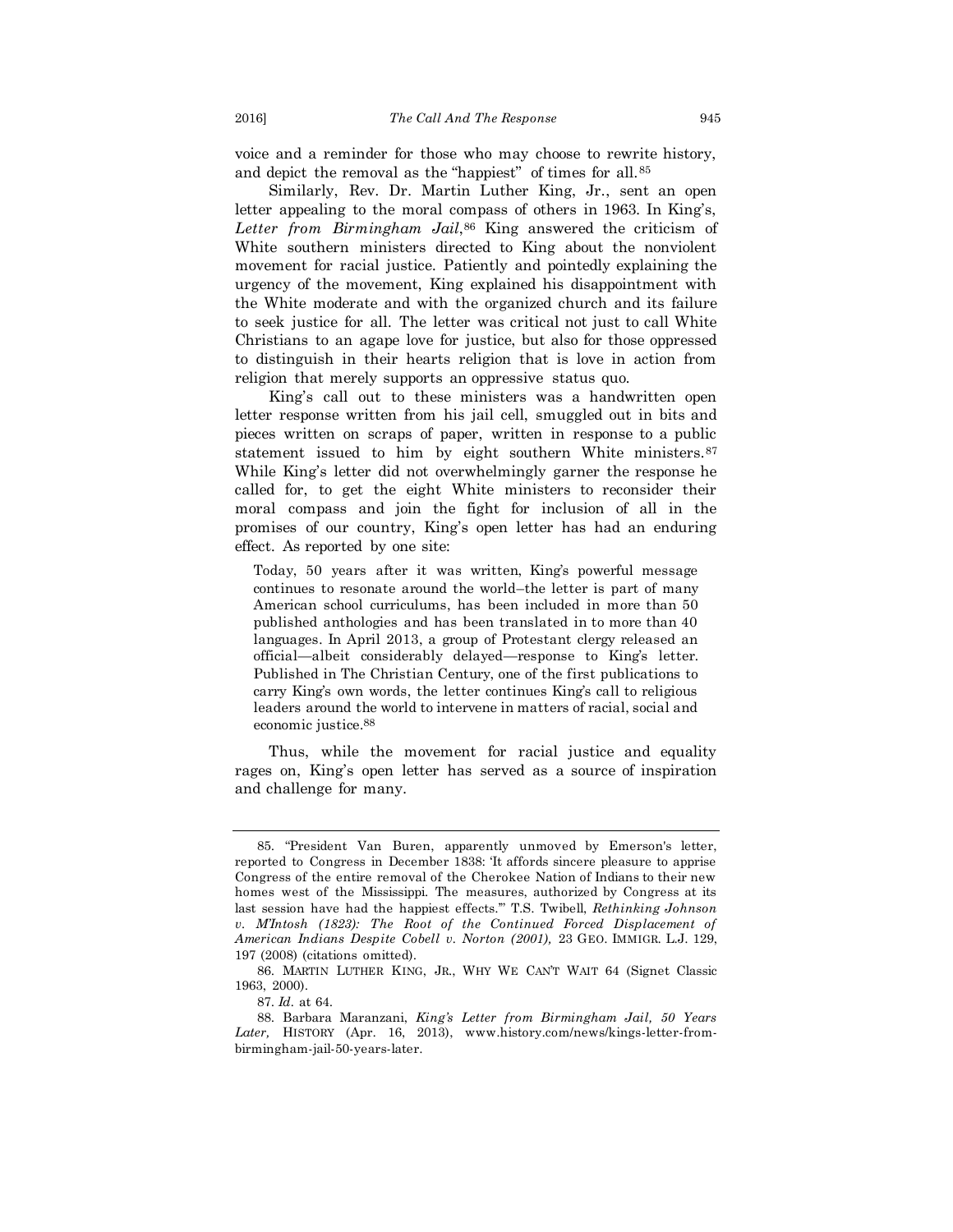voice and a reminder for those who may choose to rewrite history, and depict the removal as the "happiest" of times for all.[85]

Similarly, Rev. Dr. Martin Luther King, Jr., sent an open letter appealing to the moral compass of others in 1963. In King's, *Letter from Birmingham Jail*,[86] King answered the criticism of White southern ministers directed to King about the nonviolent movement for racial justice. Patiently and pointedly explaining the urgency of the movement, King explained his disappointment with the White moderate and with the organized church and its failure to seek justice for all. The letter was critical not just to call White Christians to an agape love for justice, but also for those oppressed to distinguish in their hearts religion that is love in action from religion that merely supports an oppressive status quo.

King's call out to these ministers was a handwritten open letter response written from his jail cell, smuggled out in bits and pieces written on scraps of paper, written in response to a public statement issued to him by eight southern White ministers.[87] While King's letter did not overwhelmingly garner the response he called for, to get the eight White ministers to reconsider their moral compass and join the fight for inclusion of all in the promises of our country, King's open letter has had an enduring effect. As reported by one site:

> Today, 50 years after it was written, King's powerful message continues to resonate around the world–the letter is part of many American school curriculums, has been included in more than 50 published anthologies and has been translated in to more than 40 languages. In April 2013, a group of Protestant clergy released an official—albeit considerably delayed—response to King's letter. Published in The Christian Century, one of the first publications to carry King's own words, the letter continues King's call to religious leaders around the world to intervene in matters of racial, social and economic justice.[88]

Thus, while the movement for racial justice and equality rages on, King's open letter has served as a source of inspiration and challenge for many.

---

85. "President Van Buren, apparently unmoved by Emerson's letter, reported to Congress in December 1838: 'It affords sincere pleasure to apprise Congress of the entire removal of the Cherokee Nation of Indians to their new homes west of the Mississippi. The measures, authorized by Congress at its last session have had the happiest effects.'" T.S. Twibell, *Rethinking Johnson v. M'Intosh (1823): The Root of the Continued Forced Displacement of American Indians Despite Cobell v. Norton (2001),* 23 GEO. IMMIGR. L.J. 129, 197 (2008) (citations omitted).

86. MARTIN LUTHER KING, JR., WHY WE CAN'T WAIT 64 (Signet Classic 1963, 2000).

87. *Id.* at 64.

88. Barbara Maranzani, *King's Letter from Birmingham Jail, 50 Years Later,* HISTORY (Apr. 16, 2013), www.history.com/news/kings-letter-from-birmingham-jail-50-years-later.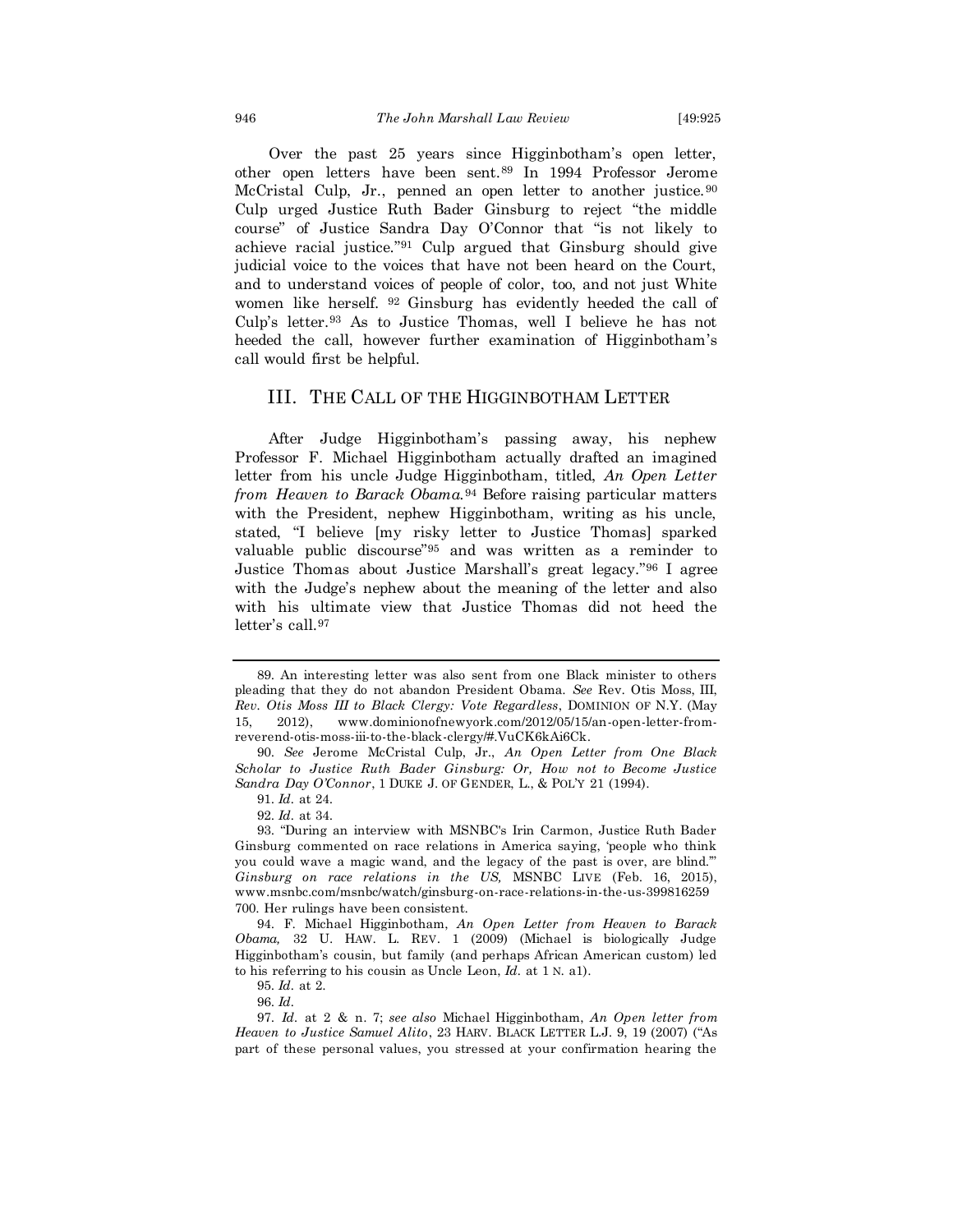Over the past 25 years since Higginbotham's open letter, other open letters have been sent.[89] In 1994 Professor Jerome McCristal Culp, Jr., penned an open letter to another justice.[90] Culp urged Justice Ruth Bader Ginsburg to reject "the middle course" of Justice Sandra Day O'Connor that "is not likely to achieve racial justice."[91] Culp argued that Ginsburg should give judicial voice to the voices that have not been heard on the Court, and to understand voices of people of color, too, and not just White women like herself. [92] Ginsburg has evidently heeded the call of Culp's letter.[93] As to Justice Thomas, well I believe he has not heeded the call, however further examination of Higginbotham's call would first be helpful.

## III. THE CALL OF THE HIGGINBOTHAM LETTER

After Judge Higginbotham's passing away, his nephew Professor F. Michael Higginbotham actually drafted an imagined letter from his uncle Judge Higginbotham, titled, *An Open Letter from Heaven to Barack Obama.*[94] Before raising particular matters with the President, nephew Higginbotham, writing as his uncle, stated, "I believe [my risky letter to Justice Thomas] sparked valuable public discourse"[95] and was written as a reminder to Justice Thomas about Justice Marshall's great legacy."[96] I agree with the Judge's nephew about the meaning of the letter and also with his ultimate view that Justice Thomas did not heed the letter's call.[97]

---

89. An interesting letter was also sent from one Black minister to others pleading that they do not abandon President Obama. *See* Rev. Otis Moss, III, *Rev. Otis Moss III to Black Clergy: Vote Regardless*, DOMINION OF N.Y. (May 15, 2012), www.dominionofnewyork.com/2012/05/15/an-open-letter-from-reverend-otis-moss-iii-to-the-black-clergy/#.VuCK6kAi6Ck.

90. *See* Jerome McCristal Culp, Jr., *An Open Letter from One Black Scholar to Justice Ruth Bader Ginsburg: Or, How not to Become Justice Sandra Day O'Connor*, 1 DUKE J. OF GENDER, L., & POL'Y 21 (1994).

91. *Id.* at 24.

92. *Id.* at 34.

93. "During an interview with MSNBC's Irin Carmon, Justice Ruth Bader Ginsburg commented on race relations in America saying, 'people who think you could wave a magic wand, and the legacy of the past is over, are blind.'" *Ginsburg on race relations in the US,* MSNBC LIVE (Feb. 16, 2015), www.msnbc.com/msnbc/watch/ginsburg-on-race-relations-in-the-us-399816259700. Her rulings have been consistent.

94. F. Michael Higginbotham, *An Open Letter from Heaven to Barack Obama,* 32 U. HAW. L. REV. 1 (2009) (Michael is biologically Judge Higginbotham's cousin, but family (and perhaps African American custom) led to his referring to his cousin as Uncle Leon, *Id.* at 1 N. a1).

95. *Id.* at 2.

96. *Id.*

97. *Id.* at 2 & n. 7; *see also* Michael Higginbotham, *An Open letter from Heaven to Justice Samuel Alito*, 23 HARV. BLACK LETTER L.J. 9, 19 (2007) ("As part of these personal values, you stressed at your confirmation hearing the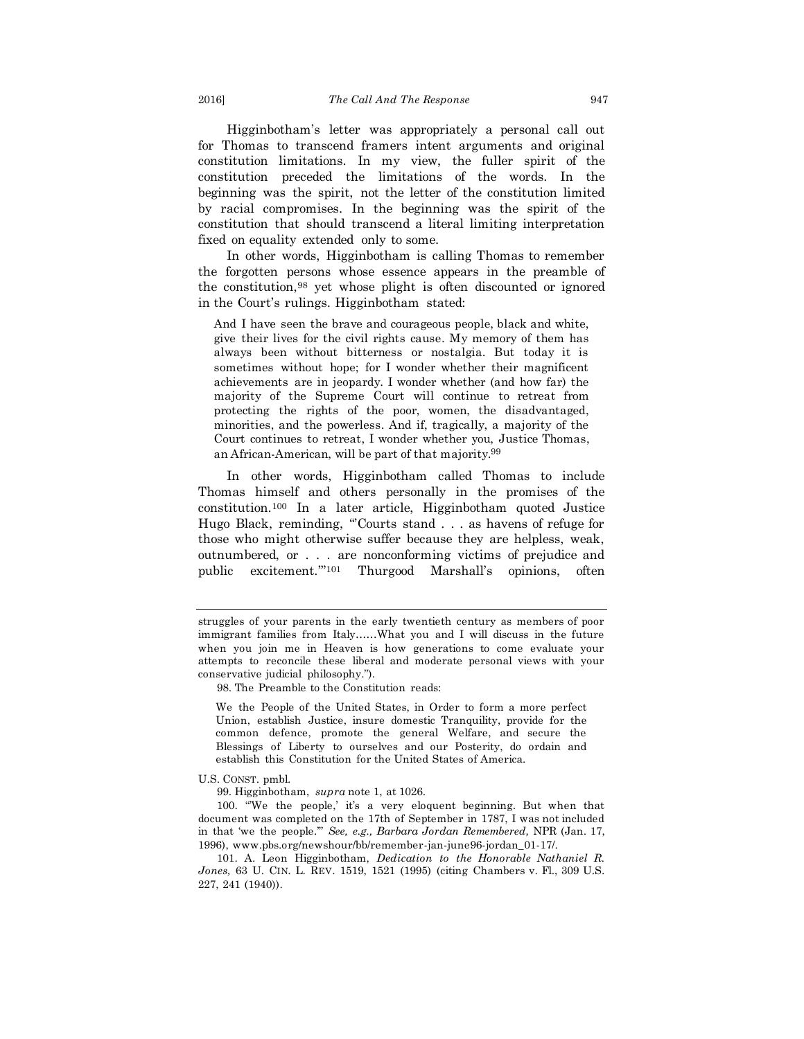Higginbotham's letter was appropriately a personal call out for Thomas to transcend framers intent arguments and original constitution limitations. In my view, the fuller spirit of the constitution preceded the limitations of the words. In the beginning was the spirit, not the letter of the constitution limited by racial compromises. In the beginning was the spirit of the constitution that should transcend a literal limiting interpretation fixed on equality extended only to some.

In other words, Higginbotham is calling Thomas to remember the forgotten persons whose essence appears in the preamble of the constitution,[98] yet whose plight is often discounted or ignored in the Court's rulings. Higginbotham stated:

> And I have seen the brave and courageous people, black and white, give their lives for the civil rights cause. My memory of them has always been without bitterness or nostalgia. But today it is sometimes without hope; for I wonder whether their magnificent achievements are in jeopardy. I wonder whether (and how far) the majority of the Supreme Court will continue to retreat from protecting the rights of the poor, women, the disadvantaged, minorities, and the powerless. And if, tragically, a majority of the Court continues to retreat, I wonder whether you, Justice Thomas, an African-American, will be part of that majority.[99]

In other words, Higginbotham called Thomas to include Thomas himself and others personally in the promises of the constitution.[100] In a later article, Higginbotham quoted Justice Hugo Black, reminding, "'Courts stand . . . as havens of refuge for those who might otherwise suffer because they are helpless, weak, outnumbered, or . . . are nonconforming victims of prejudice and public excitement.'"[101] Thurgood Marshall's opinions, often

---

struggles of your parents in the early twentieth century as members of poor immigrant families from Italy……What you and I will discuss in the future when you join me in Heaven is how generations to come evaluate your attempts to reconcile these liberal and moderate personal views with your conservative judicial philosophy.").

98. The Preamble to the Constitution reads:

> We the People of the United States, in Order to form a more perfect Union, establish Justice, insure domestic Tranquility, provide for the common defence, promote the general Welfare, and secure the Blessings of Liberty to ourselves and our Posterity, do ordain and establish this Constitution for the United States of America.

U.S. CONST. pmbl.

99. Higginbotham, *supra* note 1, at 1026.

100. "'We the people,' it's a very eloquent beginning. But when that document was completed on the 17th of September in 1787, I was not included in that 'we the people.'" *See, e.g., Barbara Jordan Remembered,* NPR (Jan. 17, 1996), www.pbs.org/newshour/bb/remember-jan-june96-jordan_01-17/.

101. A. Leon Higginbotham, *Dedication to the Honorable Nathaniel R. Jones,* 63 U. CIN. L. REV. 1519, 1521 (1995) (citing Chambers v. Fl., 309 U.S. 227, 241 (1940)).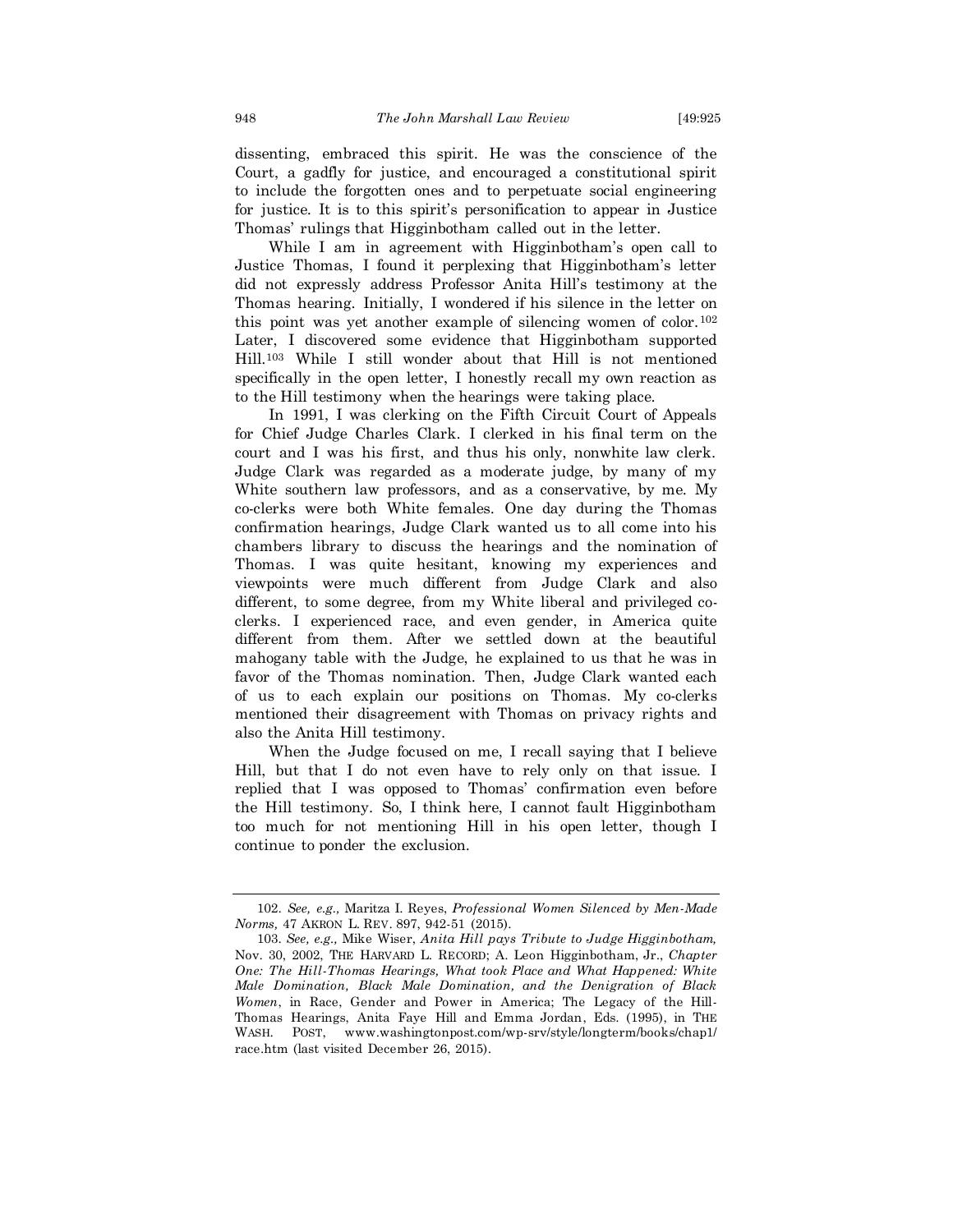dissenting, embraced this spirit. He was the conscience of the Court, a gadfly for justice, and encouraged a constitutional spirit to include the forgotten ones and to perpetuate social engineering for justice. It is to this spirit's personification to appear in Justice Thomas' rulings that Higginbotham called out in the letter.

While I am in agreement with Higginbotham's open call to Justice Thomas, I found it perplexing that Higginbotham's letter did not expressly address Professor Anita Hill's testimony at the Thomas hearing. Initially, I wondered if his silence in the letter on this point was yet another example of silencing women of color.[102] Later, I discovered some evidence that Higginbotham supported Hill.[103] While I still wonder about that Hill is not mentioned specifically in the open letter, I honestly recall my own reaction as to the Hill testimony when the hearings were taking place.

In 1991, I was clerking on the Fifth Circuit Court of Appeals for Chief Judge Charles Clark. I clerked in his final term on the court and I was his first, and thus his only, nonwhite law clerk. Judge Clark was regarded as a moderate judge, by many of my White southern law professors, and as a conservative, by me. My co-clerks were both White females. One day during the Thomas confirmation hearings, Judge Clark wanted us to all come into his chambers library to discuss the hearings and the nomination of Thomas. I was quite hesitant, knowing my experiences and viewpoints were much different from Judge Clark and also different, to some degree, from my White liberal and privileged co-clerks. I experienced race, and even gender, in America quite different from them. After we settled down at the beautiful mahogany table with the Judge, he explained to us that he was in favor of the Thomas nomination. Then, Judge Clark wanted each of us to each explain our positions on Thomas. My co-clerks mentioned their disagreement with Thomas on privacy rights and also the Anita Hill testimony.

When the Judge focused on me, I recall saying that I believe Hill, but that I do not even have to rely only on that issue. I replied that I was opposed to Thomas' confirmation even before the Hill testimony. So, I think here, I cannot fault Higginbotham too much for not mentioning Hill in his open letter, though I continue to ponder the exclusion.

---

102. *See, e.g.,* Maritza I. Reyes, *Professional Women Silenced by Men-Made Norms,* 47 AKRON L. REV. 897, 942-51 (2015).

103. *See, e.g.,* Mike Wiser, *Anita Hill pays Tribute to Judge Higginbotham,* Nov. 30, 2002, THE HARVARD L. RECORD; A. Leon Higginbotham, Jr., *Chapter One: The Hill-Thomas Hearings, What took Place and What Happened: White Male Domination, Black Male Domination, and the Denigration of Black Women*, in Race, Gender and Power in America; The Legacy of the Hill-Thomas Hearings, Anita Faye Hill and Emma Jordan, Eds. (1995), in THE WASH. POST, www.washingtonpost.com/wp-srv/style/longterm/books/chap1/race.htm (last visited December 26, 2015).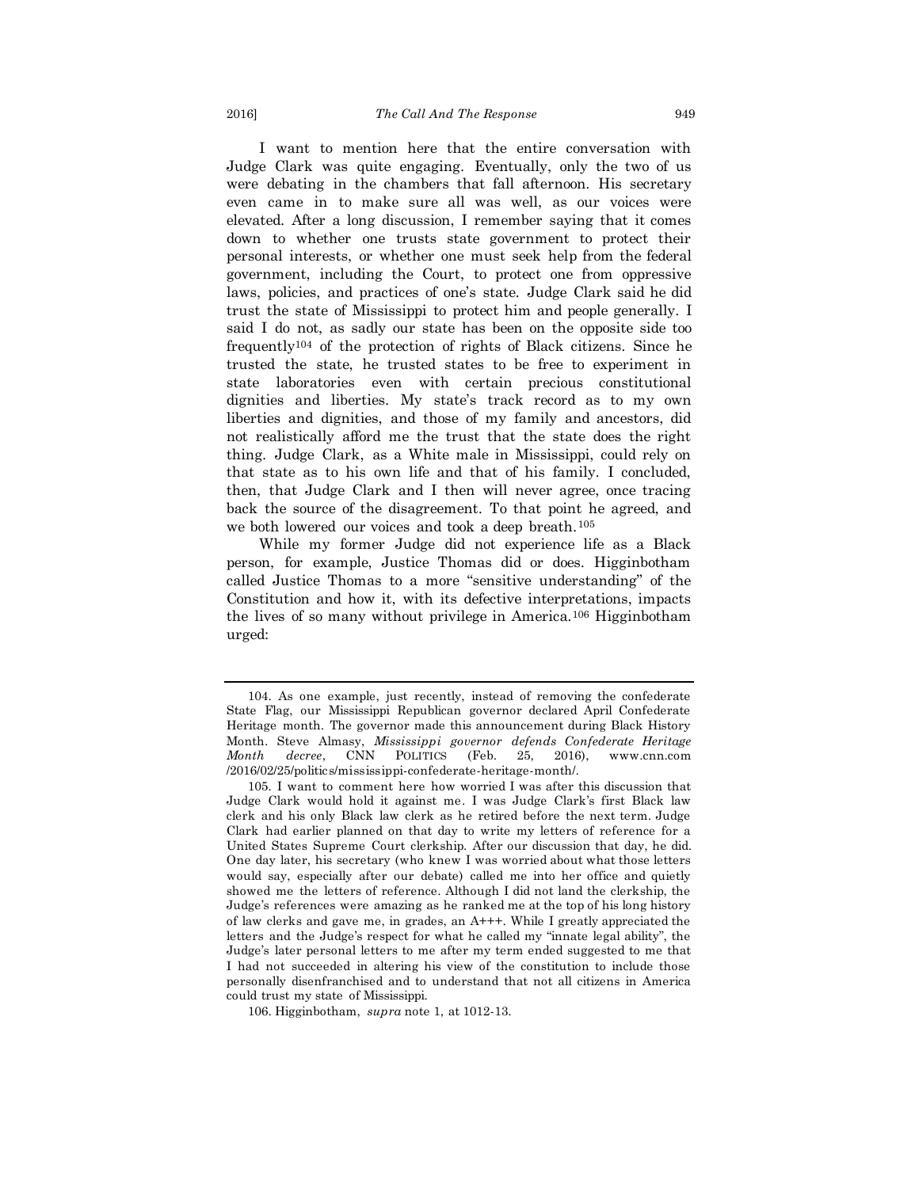I want to mention here that the entire conversation with Judge Clark was quite engaging. Eventually, only the two of us were debating in the chambers that fall afternoon. His secretary even came in to make sure all was well, as our voices were elevated. After a long discussion, I remember saying that it comes down to whether one trusts state government to protect their personal interests, or whether one must seek help from the federal government, including the Court, to protect one from oppressive laws, policies, and practices of one's state. Judge Clark said he did trust the state of Mississippi to protect him and people generally. I said I do not, as sadly our state has been on the opposite side too frequently[104] of the protection of rights of Black citizens. Since he trusted the state, he trusted states to be free to experiment in state laboratories even with certain precious constitutional dignities and liberties. My state's track record as to my own liberties and dignities, and those of my family and ancestors, did not realistically afford me the trust that the state does the right thing. Judge Clark, as a White male in Mississippi, could rely on that state as to his own life and that of his family. I concluded, then, that Judge Clark and I then will never agree, once tracing back the source of the disagreement. To that point he agreed, and we both lowered our voices and took a deep breath.[105]

While my former Judge did not experience life as a Black person, for example, Justice Thomas did or does. Higginbotham called Justice Thomas to a more "sensitive understanding" of the Constitution and how it, with its defective interpretations, impacts the lives of so many without privilege in America.[106] Higginbotham urged:

---

104. As one example, just recently, instead of removing the confederate State Flag, our Mississippi Republican governor declared April Confederate Heritage month. The governor made this announcement during Black History Month. Steve Almasy, *Mississippi governor defends Confederate Heritage Month decree*, CNN POLITICS (Feb. 25, 2016), www.cnn.com /2016/02/25/politics/mississippi-confederate-heritage-month/.

105. I want to comment here how worried I was after this discussion that Judge Clark would hold it against me. I was Judge Clark's first Black law clerk and his only Black law clerk as he retired before the next term. Judge Clark had earlier planned on that day to write my letters of reference for a United States Supreme Court clerkship. After our discussion that day, he did. One day later, his secretary (who knew I was worried about what those letters would say, especially after our debate) called me into her office and quietly showed me the letters of reference. Although I did not land the clerkship, the Judge's references were amazing as he ranked me at the top of his long history of law clerks and gave me, in grades, an A+++. While I greatly appreciated the letters and the Judge's respect for what he called my "innate legal ability", the Judge's later personal letters to me after my term ended suggested to me that I had not succeeded in altering his view of the constitution to include those personally disenfranchised and to understand that not all citizens in America could trust my state of Mississippi.

106. Higginbotham, *supra* note 1, at 1012-13.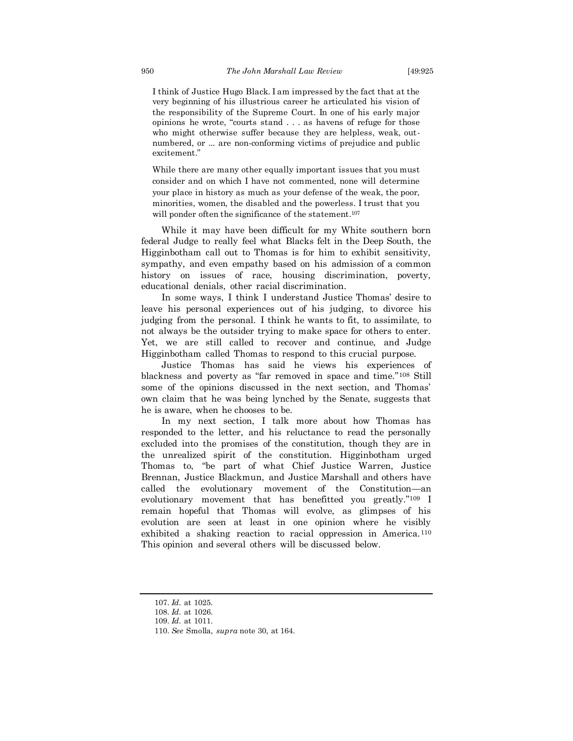> I think of Justice Hugo Black. I am impressed by the fact that at the very beginning of his illustrious career he articulated his vision of the responsibility of the Supreme Court. In one of his early major opinions he wrote, "courts stand . . . as havens of refuge for those who might otherwise suffer because they are helpless, weak, outnumbered, or ... are non-conforming victims of prejudice and public excitement."
>
> While there are many other equally important issues that you must consider and on which I have not commented, none will determine your place in history as much as your defense of the weak, the poor, minorities, women, the disabled and the powerless. I trust that you will ponder often the significance of the statement.[107]

While it may have been difficult for my White southern born federal Judge to really feel what Blacks felt in the Deep South, the Higginbotham call out to Thomas is for him to exhibit sensitivity, sympathy, and even empathy based on his admission of a common history on issues of race, housing discrimination, poverty, educational denials, other racial discrimination.

In some ways, I think I understand Justice Thomas' desire to leave his personal experiences out of his judging, to divorce his judging from the personal. I think he wants to fit, to assimilate, to not always be the outsider trying to make space for others to enter. Yet, we are still called to recover and continue, and Judge Higginbotham called Thomas to respond to this crucial purpose.

Justice Thomas has said he views his experiences of blackness and poverty as "far removed in space and time."[108] Still some of the opinions discussed in the next section, and Thomas' own claim that he was being lynched by the Senate, suggests that he is aware, when he chooses to be.

In my next section, I talk more about how Thomas has responded to the letter, and his reluctance to read the personally excluded into the promises of the constitution, though they are in the unrealized spirit of the constitution. Higginbotham urged Thomas to, "be part of what Chief Justice Warren, Justice Brennan, Justice Blackmun, and Justice Marshall and others have called the evolutionary movement of the Constitution—an evolutionary movement that has benefitted you greatly."[109] I remain hopeful that Thomas will evolve, as glimpses of his evolution are seen at least in one opinion where he visibly exhibited a shaking reaction to racial oppression in America.[110] This opinion and several others will be discussed below.

---

107. *Id.* at 1025.
108. *Id.* at 1026.
109. *Id.* at 1011.
110. *See* Smolla, *supra* note 30, at 164.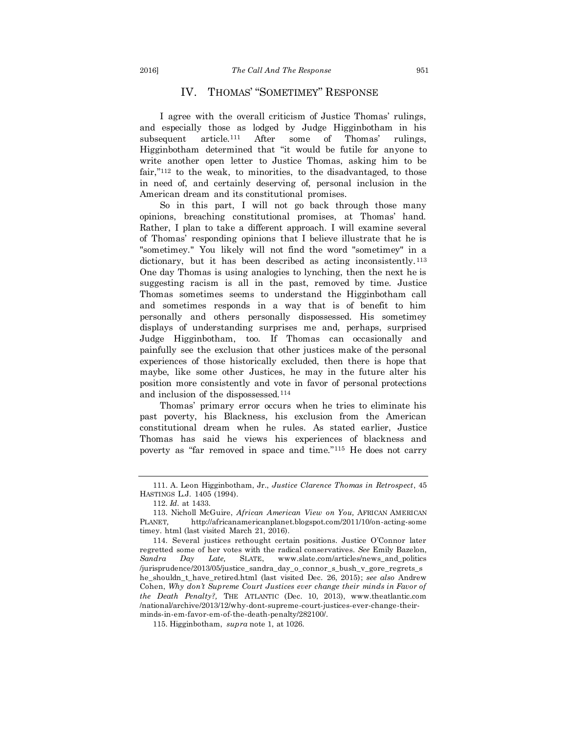## IV. THOMAS' "SOMETIMEY" RESPONSE

I agree with the overall criticism of Justice Thomas' rulings, and especially those as lodged by Judge Higginbotham in his subsequent article.[111] After some of Thomas' rulings, Higginbotham determined that "it would be futile for anyone to write another open letter to Justice Thomas, asking him to be fair,"[112] to the weak, to minorities, to the disadvantaged, to those in need of, and certainly deserving of, personal inclusion in the American dream and its constitutional promises.

So in this part, I will not go back through those many opinions, breaching constitutional promises, at Thomas' hand. Rather, I plan to take a different approach. I will examine several of Thomas' responding opinions that I believe illustrate that he is "sometimey." You likely will not find the word "sometimey" in a dictionary, but it has been described as acting inconsistently.[113] One day Thomas is using analogies to lynching, then the next he is suggesting racism is all in the past, removed by time. Justice Thomas sometimes seems to understand the Higginbotham call and sometimes responds in a way that is of benefit to him personally and others personally dispossessed. His sometimey displays of understanding surprises me and, perhaps, surprised Judge Higginbotham, too. If Thomas can occasionally and painfully see the exclusion that other justices make of the personal experiences of those historically excluded, then there is hope that maybe, like some other Justices, he may in the future alter his position more consistently and vote in favor of personal protections and inclusion of the dispossessed.[114]

Thomas' primary error occurs when he tries to eliminate his past poverty, his Blackness, his exclusion from the American constitutional dream when he rules. As stated earlier, Justice Thomas has said he views his experiences of blackness and poverty as "far removed in space and time."[115] He does not carry

---

111. A. Leon Higginbotham, Jr., *Justice Clarence Thomas in Retrospect*, 45 HASTINGS L.J. 1405 (1994).

112. *Id.* at 1433.

113. Nicholl McGuire, *African American View on You,* AFRICAN AMERICAN PLANET, http://africanamericanplanet.blogspot.com/2011/10/on-acting-some timey. html (last visited March 21, 2016).

114. Several justices rethought certain positions. Justice O'Connor later regretted some of her votes with the radical conservatives. *See* Emily Bazelon, *Sandra Day Late,* SLATE, www.slate.com/articles/news_and_politics /jurisprudence/2013/05/justice_sandra_day_o_connor_s_bush_v_gore_regrets_s he_shouldn_t_have_retired.html (last visited Dec. 26, 2015); *see also* Andrew Cohen, *Why don't Supreme Court Justices ever change their minds in Favor of the Death Penalty?,* THE ATLANTIC (Dec. 10, 2013), www.theatlantic.com /national/archive/2013/12/why-dont-supreme-court-justices-ever-change-their-minds-in-em-favor-em-of-the-death-penalty/282100/.

115. Higginbotham, *supra* note 1, at 1026.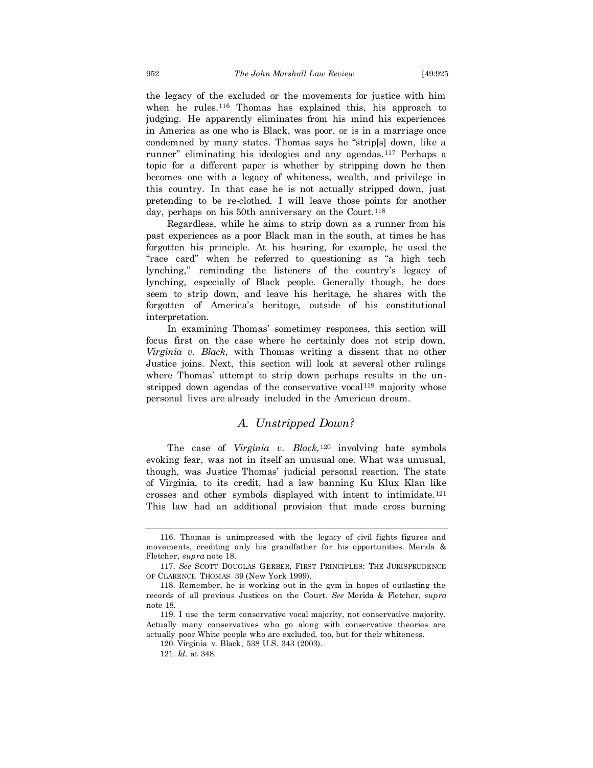the legacy of the excluded or the movements for justice with him when he rules.[116] Thomas has explained this, his approach to judging. He apparently eliminates from his mind his experiences in America as one who is Black, was poor, or is in a marriage once condemned by many states. Thomas says he "strip[s] down, like a runner" eliminating his ideologies and any agendas.[117] Perhaps a topic for a different paper is whether by stripping down he then becomes one with a legacy of whiteness, wealth, and privilege in this country. In that case he is not actually stripped down, just pretending to be re-clothed. I will leave those points for another day, perhaps on his 50th anniversary on the Court.[118]

Regardless, while he aims to strip down as a runner from his past experiences as a poor Black man in the south, at times he has forgotten his principle. At his hearing, for example, he used the "race card" when he referred to questioning as "a high tech lynching," reminding the listeners of the country's legacy of lynching, especially of Black people. Generally though, he does seem to strip down, and leave his heritage, he shares with the forgotten of America's heritage, outside of his constitutional interpretation.

In examining Thomas' sometimey responses, this section will focus first on the case where he certainly does not strip down, *Virginia v. Black*, with Thomas writing a dissent that no other Justice joins. Next, this section will look at several other rulings where Thomas' attempt to strip down perhaps results in the un-stripped down agendas of the conservative vocal[119] majority whose personal lives are already included in the American dream.

## A. Unstripped Down?

The case of *Virginia v. Black,*[120] involving hate symbols evoking fear, was not in itself an unusual one. What was unusual, though, was Justice Thomas' judicial personal reaction. The state of Virginia, to its credit, had a law banning Ku Klux Klan like crosses and other symbols displayed with intent to intimidate.[121] This law had an additional provision that made cross burning

---

116. Thomas is unimpressed with the legacy of civil fights figures and movements, crediting only his grandfather for his opportunities. Merida & Fletcher, *supra* note 18.

117. *See* SCOTT DOUGLAS GERBER, FIRST PRINCIPLES: THE JURISPRUDENCE OF CLARENCE THOMAS 39 (New York 1999).

118. Remember, he is working out in the gym in hopes of outlasting the records of all previous Justices on the Court. *See* Merida & Fletcher, *supra* note 18.

119. I use the term conservative vocal majority, not conservative majority. Actually many conservatives who go along with conservative theories are actually poor White people who are excluded, too, but for their whiteness.

120. Virginia v. Black, 538 U.S. 343 (2003).

121. *Id*. at 348.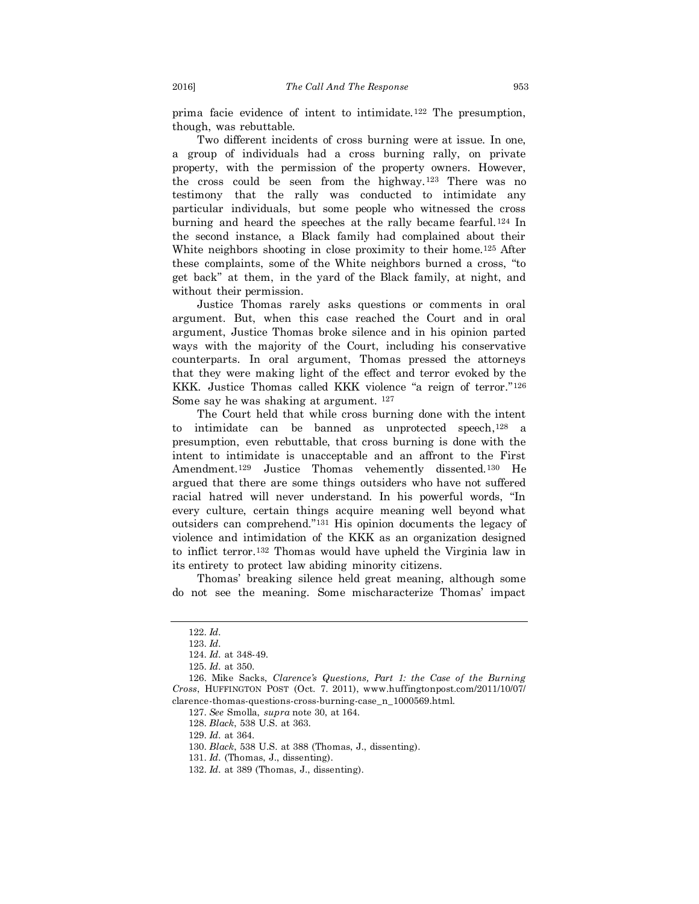prima facie evidence of intent to intimidate.[122] The presumption, though, was rebuttable.

Two different incidents of cross burning were at issue. In one, a group of individuals had a cross burning rally, on private property, with the permission of the property owners. However, the cross could be seen from the highway.[123] There was no testimony that the rally was conducted to intimidate any particular individuals, but some people who witnessed the cross burning and heard the speeches at the rally became fearful.[124] In the second instance, a Black family had complained about their White neighbors shooting in close proximity to their home.[125] After these complaints, some of the White neighbors burned a cross, "to get back" at them, in the yard of the Black family, at night, and without their permission.

Justice Thomas rarely asks questions or comments in oral argument. But, when this case reached the Court and in oral argument, Justice Thomas broke silence and in his opinion parted ways with the majority of the Court, including his conservative counterparts. In oral argument, Thomas pressed the attorneys that they were making light of the effect and terror evoked by the KKK. Justice Thomas called KKK violence "a reign of terror."[126] Some say he was shaking at argument. [127]

The Court held that while cross burning done with the intent to intimidate can be banned as unprotected speech,[128] a presumption, even rebuttable, that cross burning is done with the intent to intimidate is unacceptable and an affront to the First Amendment.[129] Justice Thomas vehemently dissented.[130] He argued that there are some things outsiders who have not suffered racial hatred will never understand. In his powerful words, "In every culture, certain things acquire meaning well beyond what outsiders can comprehend."[131] His opinion documents the legacy of violence and intimidation of the KKK as an organization designed to inflict terror.[132] Thomas would have upheld the Virginia law in its entirety to protect law abiding minority citizens.

Thomas' breaking silence held great meaning, although some do not see the meaning. Some mischaracterize Thomas' impact

---

122. *Id*.

123. *Id*.

124. *Id*. at 348-49.

125. *Id*. at 350.

126. Mike Sacks, *Clarence's Questions, Part 1: the Case of the Burning Cross*, HUFFINGTON POST (Oct. 7. 2011), www.huffingtonpost.com/2011/10/07/clarence-thomas-questions-cross-burning-case_n_1000569.html.

127. *See* Smolla, *supra* note 30, at 164.

128. *Black*, 538 U.S. at 363.

129. *Id*. at 364.

130. *Black*, 538 U.S. at 388 (Thomas, J., dissenting).

131. *Id*. (Thomas, J., dissenting).

132. *Id*. at 389 (Thomas, J., dissenting).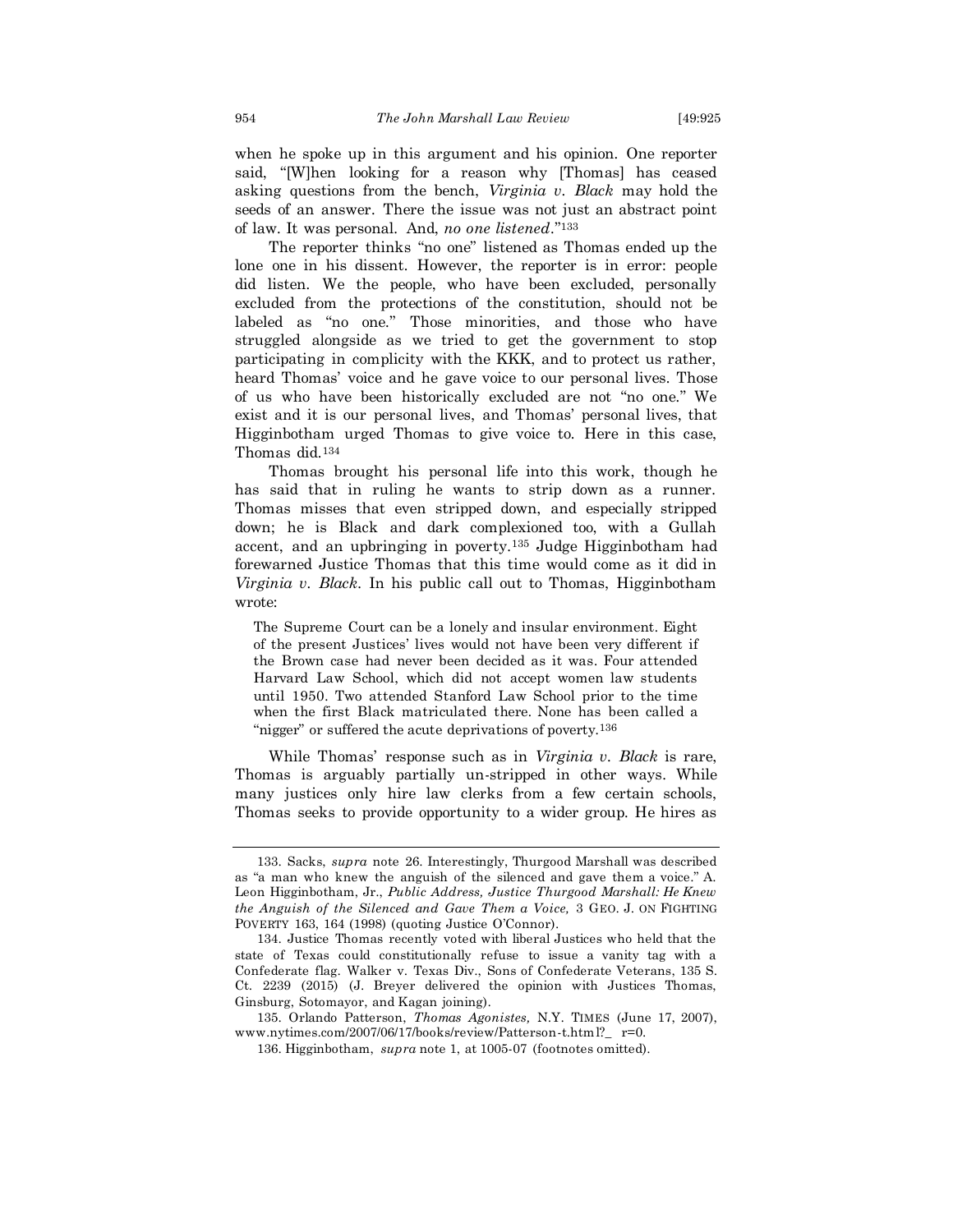when he spoke up in this argument and his opinion. One reporter said, "[W]hen looking for a reason why [Thomas] has ceased asking questions from the bench, *Virginia v. Black* may hold the seeds of an answer. There the issue was not just an abstract point of law. It was personal. And, *no one listened*."[133]

The reporter thinks "no one" listened as Thomas ended up the lone one in his dissent. However, the reporter is in error: people did listen. We the people, who have been excluded, personally excluded from the protections of the constitution, should not be labeled as "no one." Those minorities, and those who have struggled alongside as we tried to get the government to stop participating in complicity with the KKK, and to protect us rather, heard Thomas' voice and he gave voice to our personal lives. Those of us who have been historically excluded are not "no one." We exist and it is our personal lives, and Thomas' personal lives, that Higginbotham urged Thomas to give voice to. Here in this case, Thomas did.[134]

Thomas brought his personal life into this work, though he has said that in ruling he wants to strip down as a runner. Thomas misses that even stripped down, and especially stripped down; he is Black and dark complexioned too, with a Gullah accent, and an upbringing in poverty.[135] Judge Higginbotham had forewarned Justice Thomas that this time would come as it did in *Virginia v. Black*. In his public call out to Thomas, Higginbotham wrote:

> The Supreme Court can be a lonely and insular environment. Eight of the present Justices' lives would not have been very different if the Brown case had never been decided as it was. Four attended Harvard Law School, which did not accept women law students until 1950. Two attended Stanford Law School prior to the time when the first Black matriculated there. None has been called a "nigger" or suffered the acute deprivations of poverty.[136]

While Thomas' response such as in *Virginia v. Black* is rare, Thomas is arguably partially un-stripped in other ways. While many justices only hire law clerks from a few certain schools, Thomas seeks to provide opportunity to a wider group. He hires as

---

133. Sacks, *supra* note 26. Interestingly, Thurgood Marshall was described as "a man who knew the anguish of the silenced and gave them a voice." A. Leon Higginbotham, Jr., *Public Address, Justice Thurgood Marshall: He Knew the Anguish of the Silenced and Gave Them a Voice,* 3 GEO. J. ON FIGHTING POVERTY 163, 164 (1998) (quoting Justice O'Connor).

134. Justice Thomas recently voted with liberal Justices who held that the state of Texas could constitutionally refuse to issue a vanity tag with a Confederate flag. Walker v. Texas Div., Sons of Confederate Veterans, 135 S. Ct. 2239 (2015) (J. Breyer delivered the opinion with Justices Thomas, Ginsburg, Sotomayor, and Kagan joining).

135. Orlando Patterson, *Thomas Agonistes,* N.Y. TIMES (June 17, 2007), www.nytimes.com/2007/06/17/books/review/Patterson-t.html?_ r=0.

136. Higginbotham, *supra* note 1, at 1005-07 (footnotes omitted).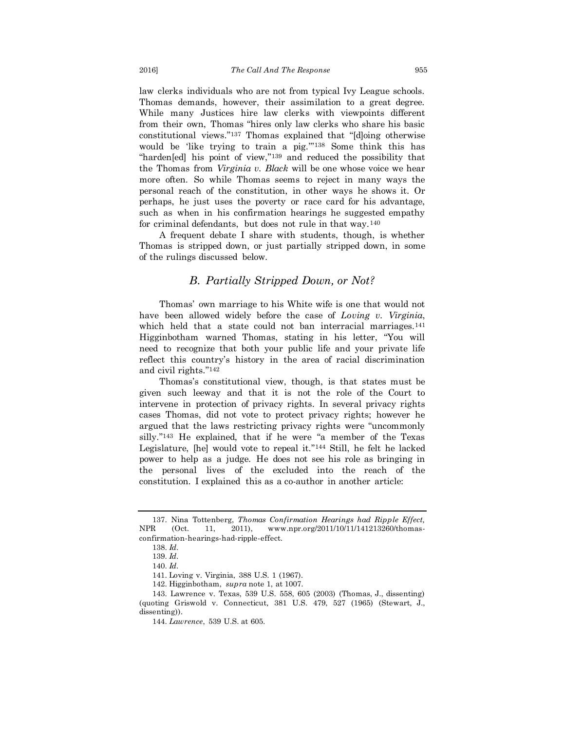law clerks individuals who are not from typical Ivy League schools. Thomas demands, however, their assimilation to a great degree. While many Justices hire law clerks with viewpoints different from their own, Thomas "hires only law clerks who share his basic constitutional views."[137] Thomas explained that "[d]oing otherwise would be 'like trying to train a pig.'"[138] Some think this has "harden[ed] his point of view,"[139] and reduced the possibility that the Thomas from *Virginia v. Black* will be one whose voice we hear more often. So while Thomas seems to reject in many ways the personal reach of the constitution, in other ways he shows it. Or perhaps, he just uses the poverty or race card for his advantage, such as when in his confirmation hearings he suggested empathy for criminal defendants, but does not rule in that way.[140]

A frequent debate I share with students, though, is whether Thomas is stripped down, or just partially stripped down, in some of the rulings discussed below.

### *B. Partially Stripped Down, or Not?*

Thomas' own marriage to his White wife is one that would not have been allowed widely before the case of *Loving v. Virginia*, which held that a state could not ban interracial marriages.[141] Higginbotham warned Thomas, stating in his letter, "You will need to recognize that both your public life and your private life reflect this country's history in the area of racial discrimination and civil rights."[142]

Thomas's constitutional view, though, is that states must be given such leeway and that it is not the role of the Court to intervene in protection of privacy rights. In several privacy rights cases Thomas, did not vote to protect privacy rights; however he argued that the laws restricting privacy rights were "uncommonly silly."[143] He explained, that if he were "a member of the Texas Legislature, [he] would vote to repeal it."[144] Still, he felt he lacked power to help as a judge. He does not see his role as bringing in the personal lives of the excluded into the reach of the constitution. I explained this as a co-author in another article:

---

137. Nina Tottenberg, *Thomas Confirmation Hearings had Ripple Effect,* NPR (Oct. 11, 2011), www.npr.org/2011/10/11/141213260/thomas-confirmation-hearings-had-ripple-effect.

138. *Id*.

139. *Id*.

140. *Id*.

141. Loving v. Virginia, 388 U.S. 1 (1967).

142. Higginbotham, *supra* note 1, at 1007.

143. Lawrence v. Texas, 539 U.S. 558, 605 (2003) (Thomas, J., dissenting) (quoting Griswold v. Connecticut, 381 U.S. 479, 527 (1965) (Stewart, J., dissenting)).

144. *Lawrence*, 539 U.S. at 605.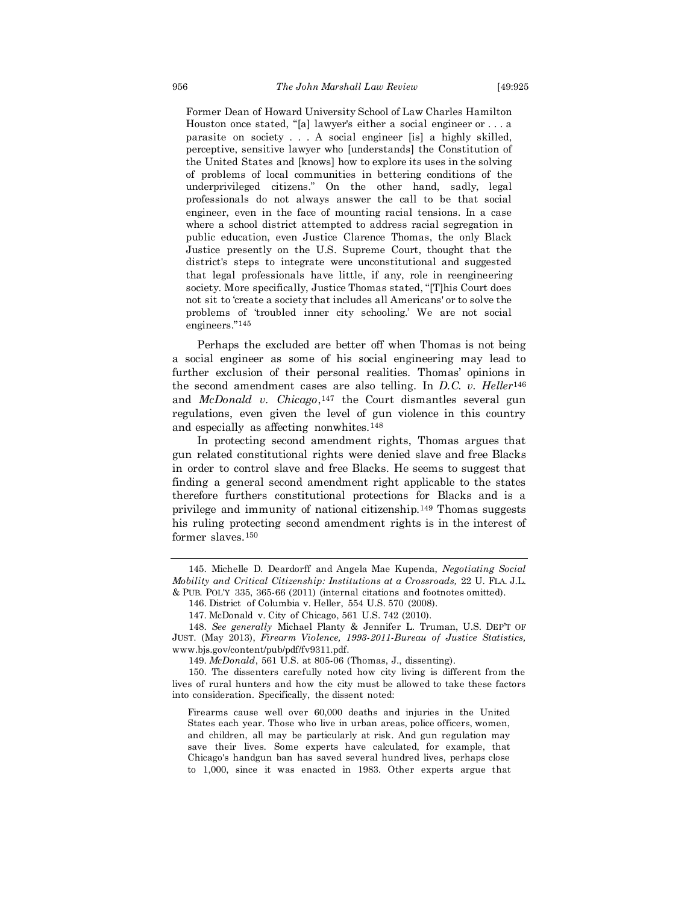> Former Dean of Howard University School of Law Charles Hamilton Houston once stated, "[a] lawyer's either a social engineer or . . . a parasite on society . . . A social engineer [is] a highly skilled, perceptive, sensitive lawyer who [understands] the Constitution of the United States and [knows] how to explore its uses in the solving of problems of local communities in bettering conditions of the underprivileged citizens." On the other hand, sadly, legal professionals do not always answer the call to be that social engineer, even in the face of mounting racial tensions. In a case where a school district attempted to address racial segregation in public education, even Justice Clarence Thomas, the only Black Justice presently on the U.S. Supreme Court, thought that the district's steps to integrate were unconstitutional and suggested that legal professionals have little, if any, role in reengineering society. More specifically, Justice Thomas stated, "[T]his Court does not sit to 'create a society that includes all Americans' or to solve the problems of 'troubled inner city schooling.' We are not social engineers."[145]

Perhaps the excluded are better off when Thomas is not being a social engineer as some of his social engineering may lead to further exclusion of their personal realities. Thomas' opinions in the second amendment cases are also telling. In *D.C. v. Heller*[146] and *McDonald v. Chicago*,[147] the Court dismantles several gun regulations, even given the level of gun violence in this country and especially as affecting nonwhites.[148]

In protecting second amendment rights, Thomas argues that gun related constitutional rights were denied slave and free Blacks in order to control slave and free Blacks. He seems to suggest that finding a general second amendment right applicable to the states therefore furthers constitutional protections for Blacks and is a privilege and immunity of national citizenship.[149] Thomas suggests his ruling protecting second amendment rights is in the interest of former slaves.[150]

---

145. Michelle D. Deardorff and Angela Mae Kupenda, *Negotiating Social Mobility and Critical Citizenship: Institutions at a Crossroads,* 22 U. FLA. J.L. & PUB. POL'Y 335, 365-66 (2011) (internal citations and footnotes omitted).

146. District of Columbia v. Heller, 554 U.S. 570 (2008).

147. McDonald v. City of Chicago, 561 U.S. 742 (2010).

148. *See generally* Michael Planty & Jennifer L. Truman, U.S. DEP'T OF JUST. (May 2013), *Firearm Violence, 1993-2011-Bureau of Justice Statistics,* www.bjs.gov/content/pub/pdf/fv9311.pdf.

149. *McDonald*, 561 U.S. at 805-06 (Thomas, J., dissenting).

150. The dissenters carefully noted how city living is different from the lives of rural hunters and how the city must be allowed to take these factors into consideration. Specifically, the dissent noted:

> Firearms cause well over 60,000 deaths and injuries in the United States each year. Those who live in urban areas, police officers, women, and children, all may be particularly at risk. And gun regulation may save their lives. Some experts have calculated, for example, that Chicago's handgun ban has saved several hundred lives, perhaps close to 1,000, since it was enacted in 1983. Other experts argue that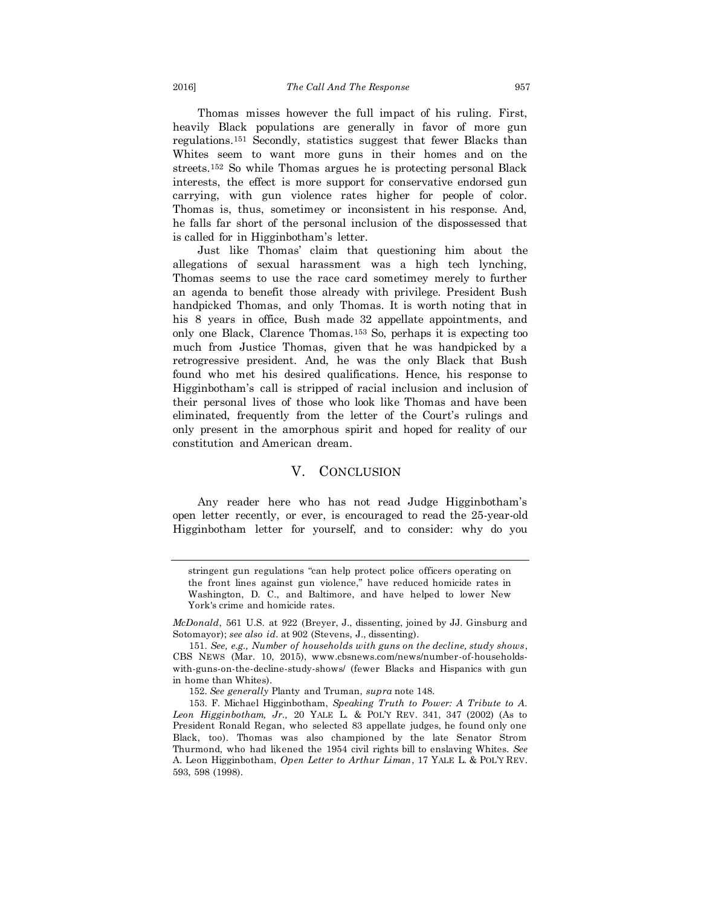Thomas misses however the full impact of his ruling. First, heavily Black populations are generally in favor of more gun regulations.[151] Secondly, statistics suggest that fewer Blacks than Whites seem to want more guns in their homes and on the streets.[152] So while Thomas argues he is protecting personal Black interests, the effect is more support for conservative endorsed gun carrying, with gun violence rates higher for people of color. Thomas is, thus, sometimey or inconsistent in his response. And, he falls far short of the personal inclusion of the dispossessed that is called for in Higginbotham's letter.

Just like Thomas' claim that questioning him about the allegations of sexual harassment was a high tech lynching, Thomas seems to use the race card sometimey merely to further an agenda to benefit those already with privilege. President Bush handpicked Thomas, and only Thomas. It is worth noting that in his 8 years in office, Bush made 32 appellate appointments, and only one Black, Clarence Thomas.[153] So, perhaps it is expecting too much from Justice Thomas, given that he was handpicked by a retrogressive president. And, he was the only Black that Bush found who met his desired qualifications. Hence, his response to Higginbotham's call is stripped of racial inclusion and inclusion of their personal lives of those who look like Thomas and have been eliminated, frequently from the letter of the Court's rulings and only present in the amorphous spirit and hoped for reality of our constitution and American dream.

## V. CONCLUSION

Any reader here who has not read Judge Higginbotham's open letter recently, or ever, is encouraged to read the 25-year-old Higginbotham letter for yourself, and to consider: why do you

---

> stringent gun regulations "can help protect police officers operating on the front lines against gun violence," have reduced homicide rates in Washington, D. C., and Baltimore, and have helped to lower New York's crime and homicide rates.

*McDonald*, 561 U.S. at 922 (Breyer, J., dissenting, joined by JJ. Ginsburg and Sotomayor); *see also id*. at 902 (Stevens, J., dissenting).

151. *See, e.g., Number of households with guns on the decline, study shows*, CBS NEWS (Mar. 10, 2015), www.cbsnews.com/news/number-of-households-with-guns-on-the-decline-study-shows/ (fewer Blacks and Hispanics with gun in home than Whites).

152. *See generally* Planty and Truman, *supra* note 148.

153. F. Michael Higginbotham, *Speaking Truth to Power: A Tribute to A. Leon Higginbotham, Jr.,* 20 YALE L. & POL'Y REV. 341, 347 (2002) (As to President Ronald Regan, who selected 83 appellate judges, he found only one Black, too). Thomas was also championed by the late Senator Strom Thurmond, who had likened the 1954 civil rights bill to enslaving Whites. *See* A. Leon Higginbotham, *Open Letter to Arthur Liman*, 17 YALE L. & POL'Y REV. 593, 598 (1998).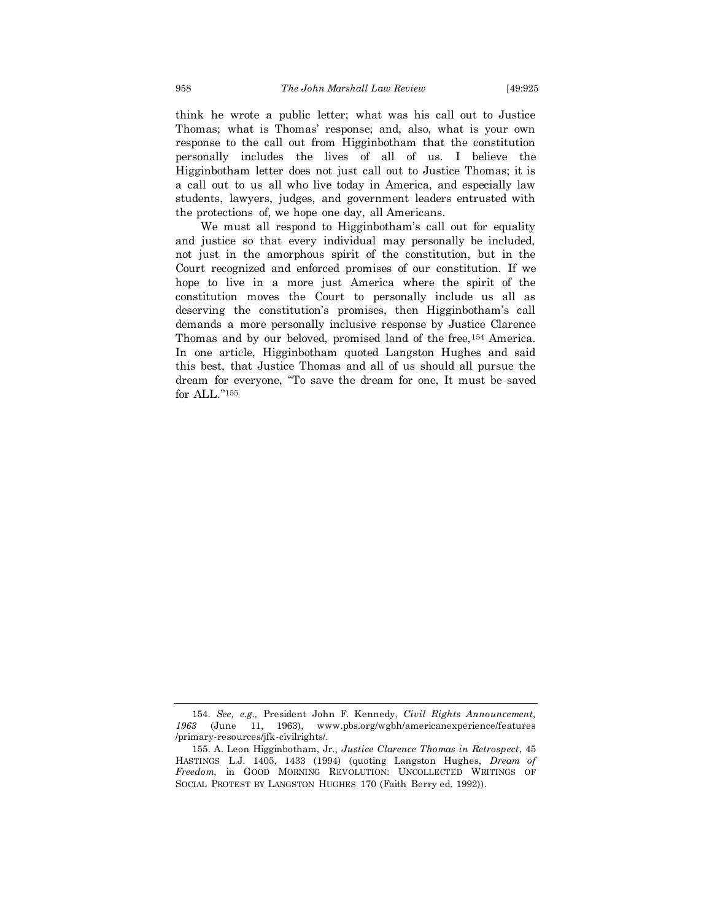think he wrote a public letter; what was his call out to Justice Thomas; what is Thomas' response; and, also, what is your own response to the call out from Higginbotham that the constitution personally includes the lives of all of us. I believe the Higginbotham letter does not just call out to Justice Thomas; it is a call out to us all who live today in America, and especially law students, lawyers, judges, and government leaders entrusted with the protections of, we hope one day, all Americans.

We must all respond to Higginbotham's call out for equality and justice so that every individual may personally be included, not just in the amorphous spirit of the constitution, but in the Court recognized and enforced promises of our constitution. If we hope to live in a more just America where the spirit of the constitution moves the Court to personally include us all as deserving the constitution's promises, then Higginbotham's call demands a more personally inclusive response by Justice Clarence Thomas and by our beloved, promised land of the free,[154] America. In one article, Higginbotham quoted Langston Hughes and said this best, that Justice Thomas and all of us should all pursue the dream for everyone, "To save the dream for one, It must be saved for ALL."[155]

---

154. *See, e.g.,* President John F. Kennedy, *Civil Rights Announcement, 1963* (June 11, 1963), www.pbs.org/wgbh/americanexperience/features/primary-resources/jfk-civilrights/.

155. A. Leon Higginbotham, Jr., *Justice Clarence Thomas in Retrospect*, 45 HASTINGS L.J. 1405, 1433 (1994) (quoting Langston Hughes, *Dream of Freedom*, in GOOD MORNING REVOLUTION: UNCOLLECTED WRITINGS OF SOCIAL PROTEST BY LANGSTON HUGHES 170 (Faith Berry ed. 1992)).